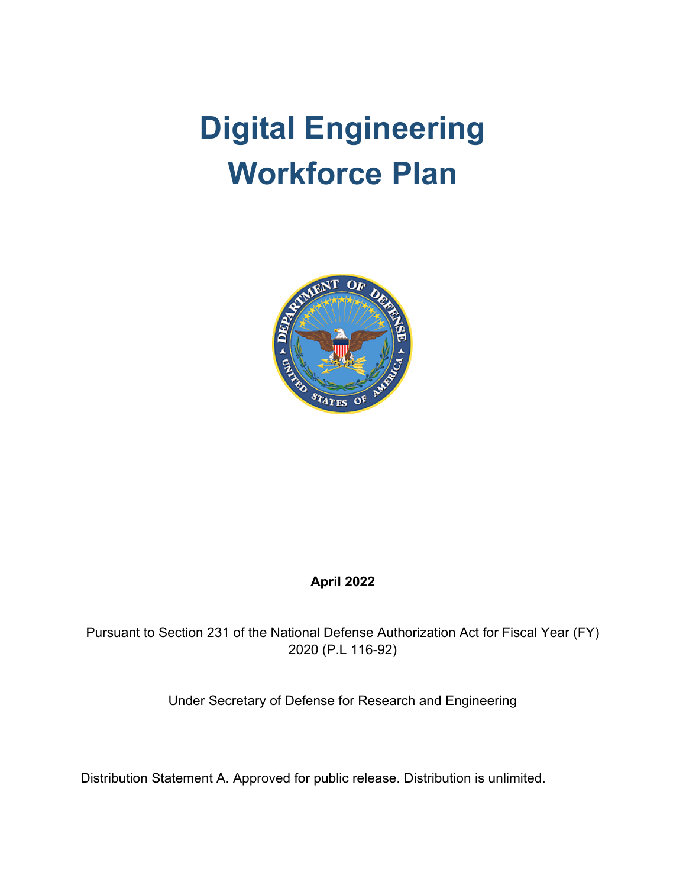# Digital Engineering Workforce Plan

**April 2022**

Pursuant to Section 231 of the National Defense Authorization Act for Fiscal Year (FY) 2020 (P.L 116-92)

Under Secretary of Defense for Research and Engineering

Distribution Statement A. Approved for public release. Distribution is unlimited.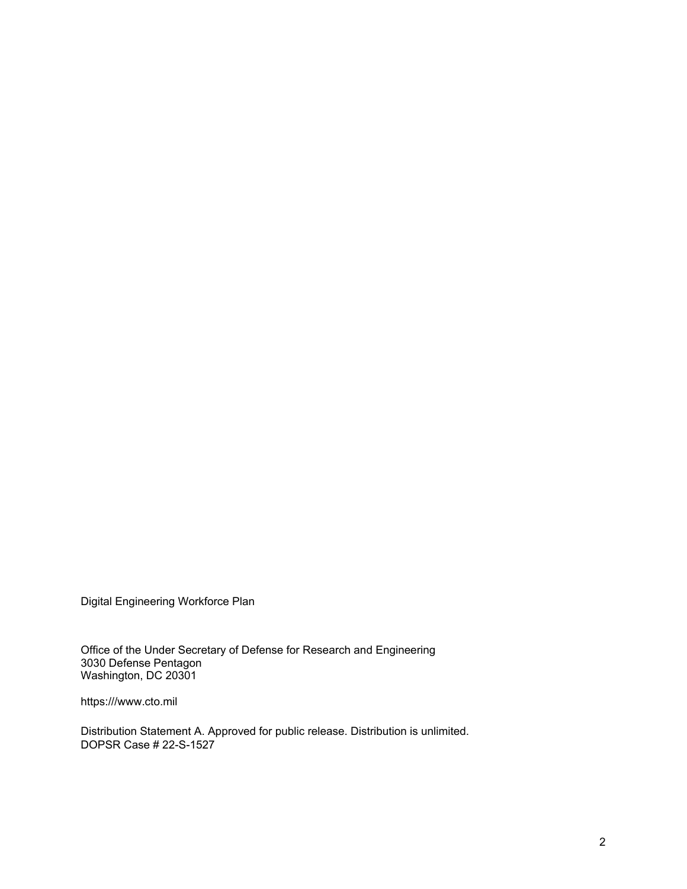Digital Engineering Workforce Plan

Office of the Under Secretary of Defense for Research and Engineering
3030 Defense Pentagon
Washington, DC 20301

https:///www.cto.mil

Distribution Statement A. Approved for public release. Distribution is unlimited.
DOPSR Case # 22-S-1527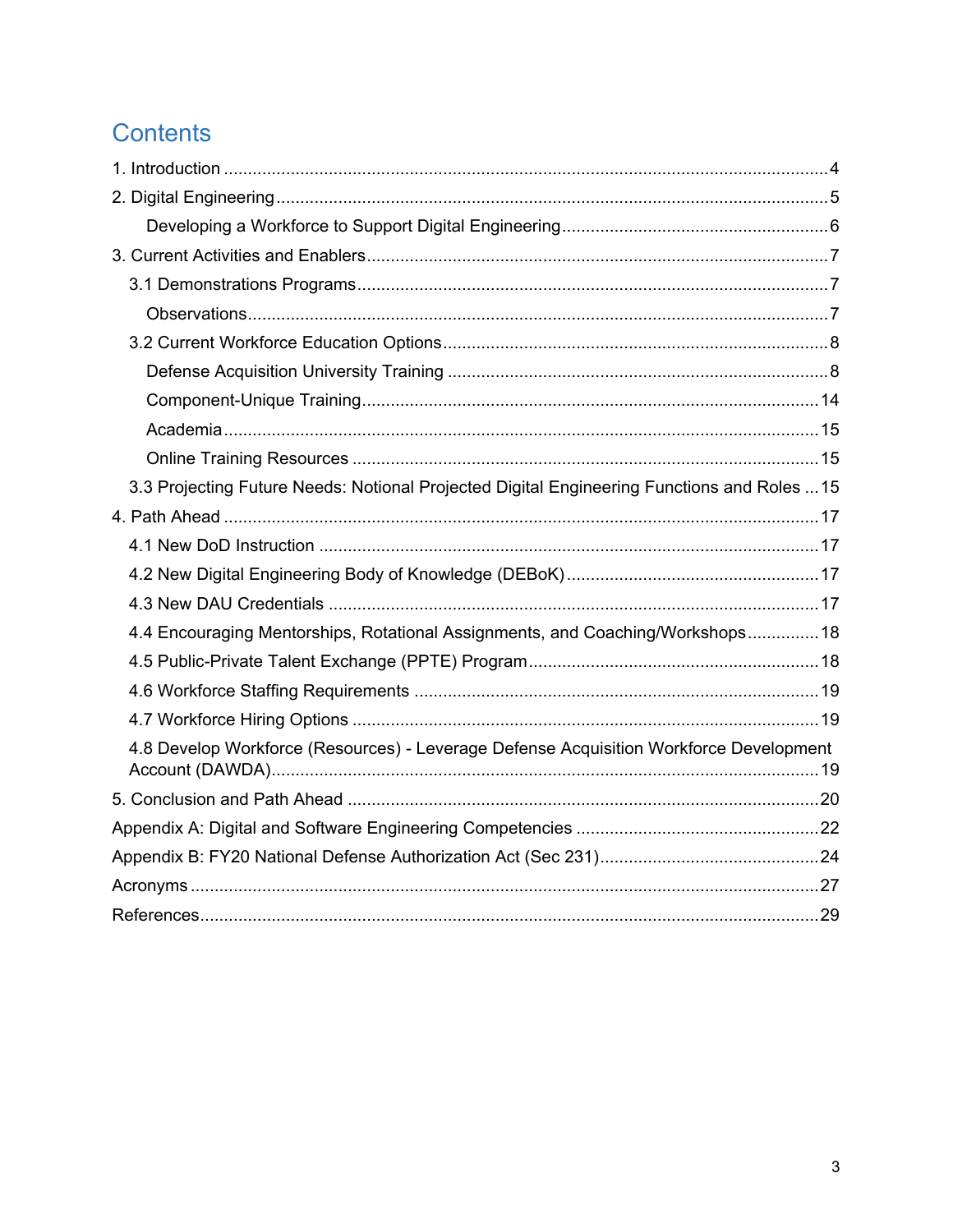# Contents

1. Introduction ..... 4
2. Digital Engineering ..... 5
    - Developing a Workforce to Support Digital Engineering ..... 6
3. Current Activities and Enablers ..... 7
    - 3.1 Demonstrations Programs ..... 7
        - Observations ..... 7
    - 3.2 Current Workforce Education Options ..... 8
        - Defense Acquisition University Training ..... 8
        - Component-Unique Training ..... 14
        - Academia ..... 15
        - Online Training Resources ..... 15
    - 3.3 Projecting Future Needs: Notional Projected Digital Engineering Functions and Roles ..... 15
4. Path Ahead ..... 17
    - 4.1 New DoD Instruction ..... 17
    - 4.2 New Digital Engineering Body of Knowledge (DEBoK) ..... 17
    - 4.3 New DAU Credentials ..... 17
    - 4.4 Encouraging Mentorships, Rotational Assignments, and Coaching/Workshops ..... 18
    - 4.5 Public-Private Talent Exchange (PPTE) Program ..... 18
    - 4.6 Workforce Staffing Requirements ..... 19
    - 4.7 Workforce Hiring Options ..... 19
    - 4.8 Develop Workforce (Resources) - Leverage Defense Acquisition Workforce Development Account (DAWDA) ..... 19
5. Conclusion and Path Ahead ..... 20

Appendix A: Digital and Software Engineering Competencies ..... 22

Appendix B: FY20 National Defense Authorization Act (Sec 231) ..... 24

Acronyms ..... 27

References ..... 29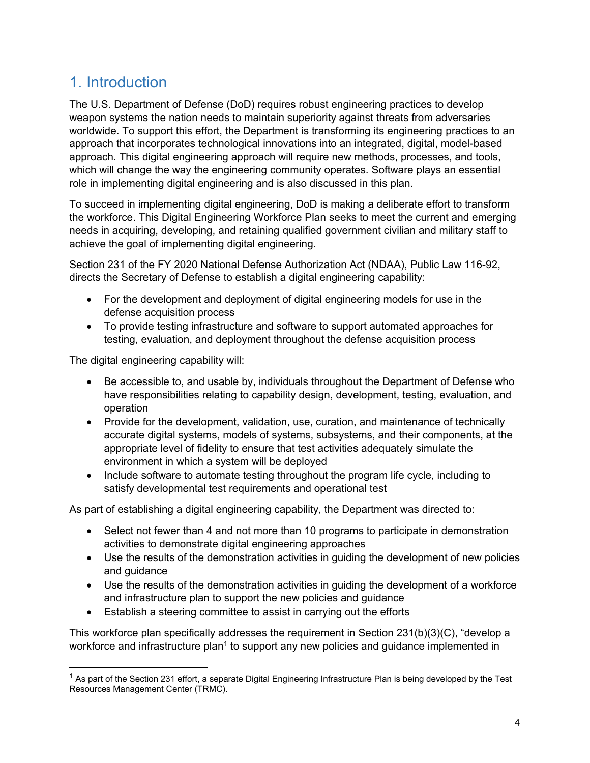# 1. Introduction

The U.S. Department of Defense (DoD) requires robust engineering practices to develop weapon systems the nation needs to maintain superiority against threats from adversaries worldwide. To support this effort, the Department is transforming its engineering practices to an approach that incorporates technological innovations into an integrated, digital, model-based approach. This digital engineering approach will require new methods, processes, and tools, which will change the way the engineering community operates. Software plays an essential role in implementing digital engineering and is also discussed in this plan.

To succeed in implementing digital engineering, DoD is making a deliberate effort to transform the workforce. This Digital Engineering Workforce Plan seeks to meet the current and emerging needs in acquiring, developing, and retaining qualified government civilian and military staff to achieve the goal of implementing digital engineering.

Section 231 of the FY 2020 National Defense Authorization Act (NDAA), Public Law 116-92, directs the Secretary of Defense to establish a digital engineering capability:

- For the development and deployment of digital engineering models for use in the defense acquisition process
- To provide testing infrastructure and software to support automated approaches for testing, evaluation, and deployment throughout the defense acquisition process

The digital engineering capability will:

- Be accessible to, and usable by, individuals throughout the Department of Defense who have responsibilities relating to capability design, development, testing, evaluation, and operation
- Provide for the development, validation, use, curation, and maintenance of technically accurate digital systems, models of systems, subsystems, and their components, at the appropriate level of fidelity to ensure that test activities adequately simulate the environment in which a system will be deployed
- Include software to automate testing throughout the program life cycle, including to satisfy developmental test requirements and operational test

As part of establishing a digital engineering capability, the Department was directed to:

- Select not fewer than 4 and not more than 10 programs to participate in demonstration activities to demonstrate digital engineering approaches
- Use the results of the demonstration activities in guiding the development of new policies and guidance
- Use the results of the demonstration activities in guiding the development of a workforce and infrastructure plan to support the new policies and guidance
- Establish a steering committee to assist in carrying out the efforts

This workforce plan specifically addresses the requirement in Section 231(b)(3)(C), "develop a workforce and infrastructure plan[1] to support any new policies and guidance implemented in

[1] As part of the Section 231 effort, a separate Digital Engineering Infrastructure Plan is being developed by the Test Resources Management Center (TRMC).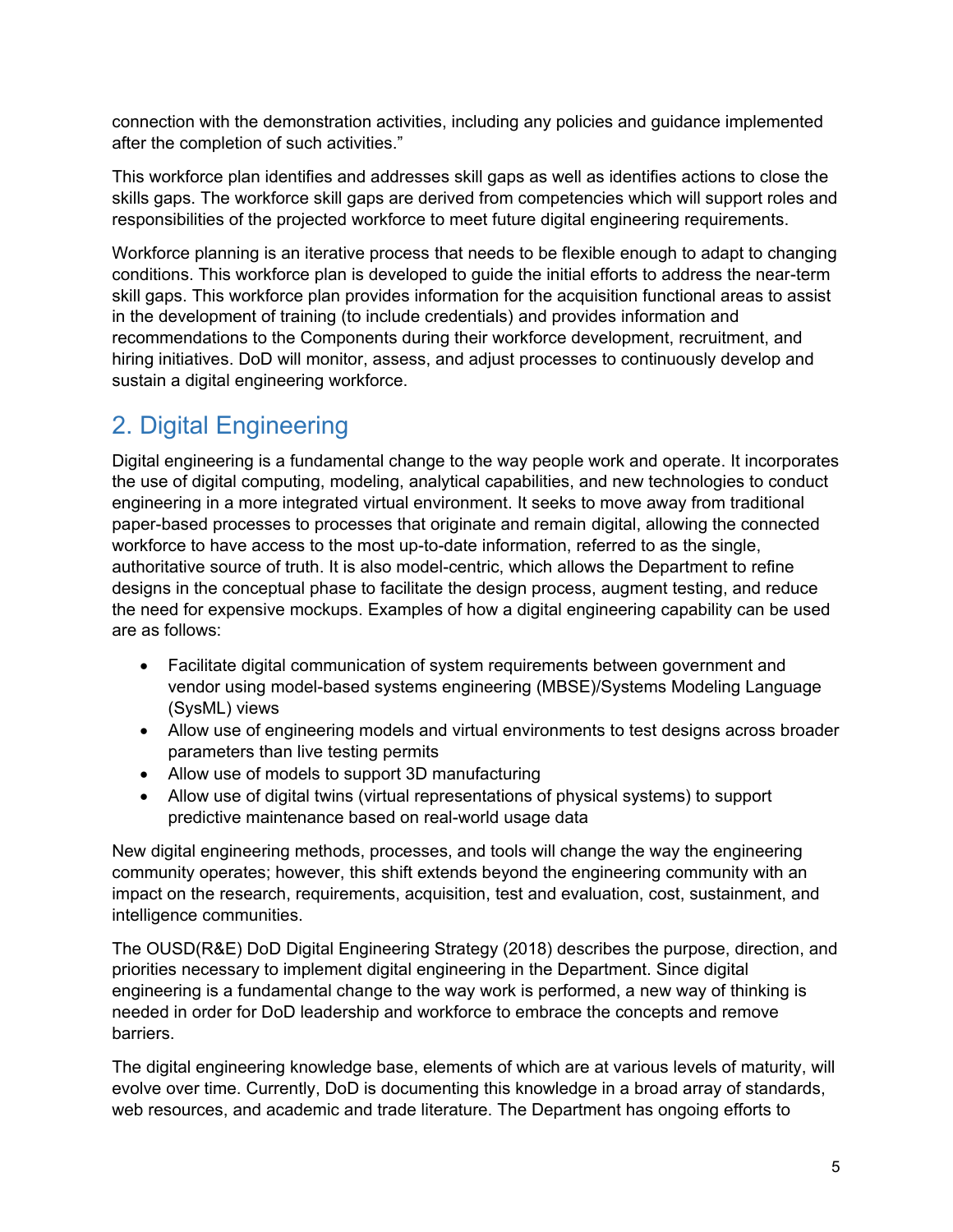connection with the demonstration activities, including any policies and guidance implemented after the completion of such activities."

This workforce plan identifies and addresses skill gaps as well as identifies actions to close the skills gaps. The workforce skill gaps are derived from competencies which will support roles and responsibilities of the projected workforce to meet future digital engineering requirements.

Workforce planning is an iterative process that needs to be flexible enough to adapt to changing conditions. This workforce plan is developed to guide the initial efforts to address the near-term skill gaps. This workforce plan provides information for the acquisition functional areas to assist in the development of training (to include credentials) and provides information and recommendations to the Components during their workforce development, recruitment, and hiring initiatives. DoD will monitor, assess, and adjust processes to continuously develop and sustain a digital engineering workforce.

## 2. Digital Engineering

Digital engineering is a fundamental change to the way people work and operate. It incorporates the use of digital computing, modeling, analytical capabilities, and new technologies to conduct engineering in a more integrated virtual environment. It seeks to move away from traditional paper-based processes to processes that originate and remain digital, allowing the connected workforce to have access to the most up-to-date information, referred to as the single, authoritative source of truth. It is also model-centric, which allows the Department to refine designs in the conceptual phase to facilitate the design process, augment testing, and reduce the need for expensive mockups. Examples of how a digital engineering capability can be used are as follows:

- Facilitate digital communication of system requirements between government and vendor using model-based systems engineering (MBSE)/Systems Modeling Language (SysML) views
- Allow use of engineering models and virtual environments to test designs across broader parameters than live testing permits
- Allow use of models to support 3D manufacturing
- Allow use of digital twins (virtual representations of physical systems) to support predictive maintenance based on real-world usage data

New digital engineering methods, processes, and tools will change the way the engineering community operates; however, this shift extends beyond the engineering community with an impact on the research, requirements, acquisition, test and evaluation, cost, sustainment, and intelligence communities.

The OUSD(R&E) DoD Digital Engineering Strategy (2018) describes the purpose, direction, and priorities necessary to implement digital engineering in the Department. Since digital engineering is a fundamental change to the way work is performed, a new way of thinking is needed in order for DoD leadership and workforce to embrace the concepts and remove barriers.

The digital engineering knowledge base, elements of which are at various levels of maturity, will evolve over time. Currently, DoD is documenting this knowledge in a broad array of standards, web resources, and academic and trade literature. The Department has ongoing efforts to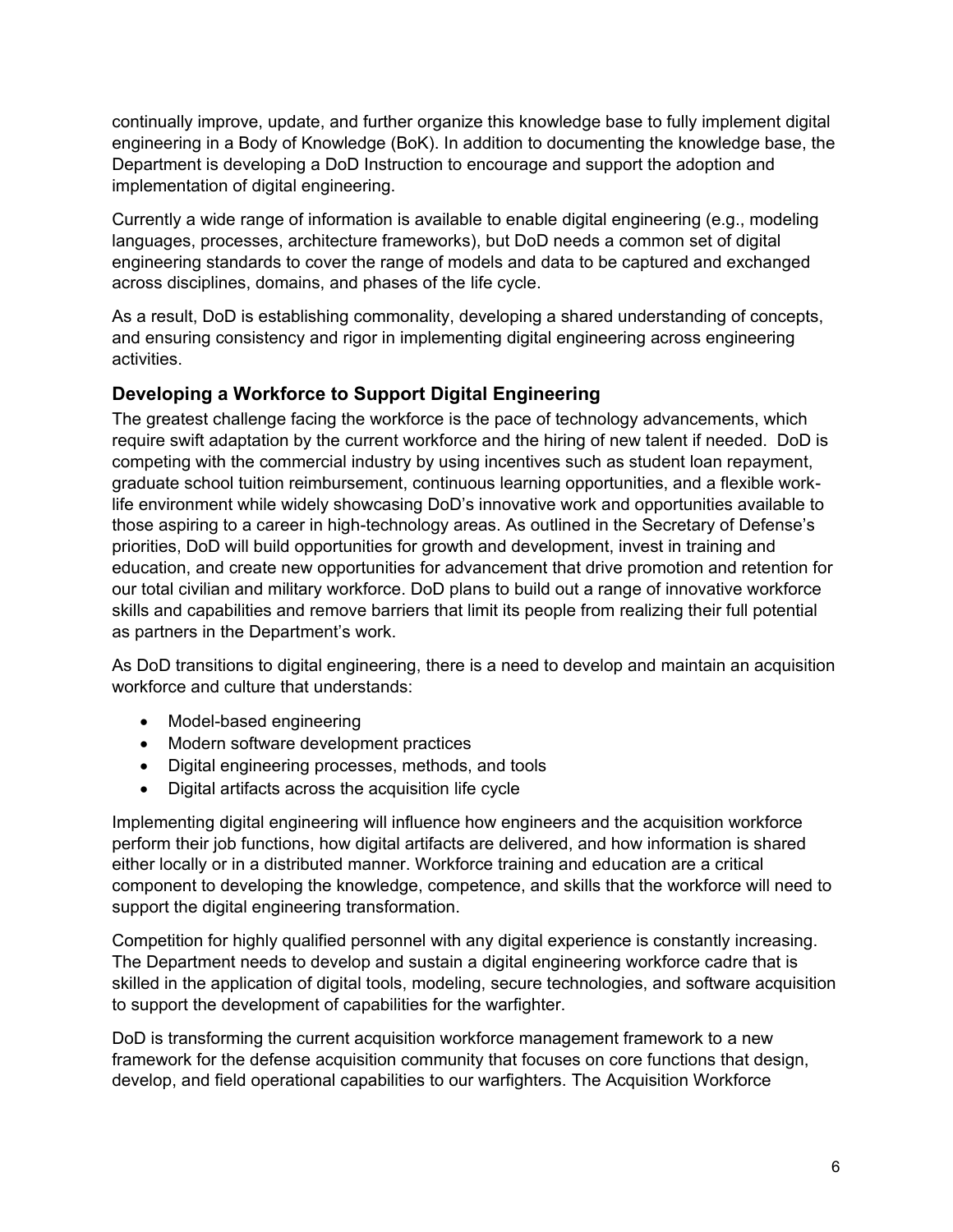continually improve, update, and further organize this knowledge base to fully implement digital engineering in a Body of Knowledge (BoK). In addition to documenting the knowledge base, the Department is developing a DoD Instruction to encourage and support the adoption and implementation of digital engineering.

Currently a wide range of information is available to enable digital engineering (e.g., modeling languages, processes, architecture frameworks), but DoD needs a common set of digital engineering standards to cover the range of models and data to be captured and exchanged across disciplines, domains, and phases of the life cycle.

As a result, DoD is establishing commonality, developing a shared understanding of concepts, and ensuring consistency and rigor in implementing digital engineering across engineering activities.

### Developing a Workforce to Support Digital Engineering

The greatest challenge facing the workforce is the pace of technology advancements, which require swift adaptation by the current workforce and the hiring of new talent if needed. DoD is competing with the commercial industry by using incentives such as student loan repayment, graduate school tuition reimbursement, continuous learning opportunities, and a flexible work-life environment while widely showcasing DoD's innovative work and opportunities available to those aspiring to a career in high-technology areas. As outlined in the Secretary of Defense's priorities, DoD will build opportunities for growth and development, invest in training and education, and create new opportunities for advancement that drive promotion and retention for our total civilian and military workforce. DoD plans to build out a range of innovative workforce skills and capabilities and remove barriers that limit its people from realizing their full potential as partners in the Department's work.

As DoD transitions to digital engineering, there is a need to develop and maintain an acquisition workforce and culture that understands:

- Model-based engineering
- Modern software development practices
- Digital engineering processes, methods, and tools
- Digital artifacts across the acquisition life cycle

Implementing digital engineering will influence how engineers and the acquisition workforce perform their job functions, how digital artifacts are delivered, and how information is shared either locally or in a distributed manner. Workforce training and education are a critical component to developing the knowledge, competence, and skills that the workforce will need to support the digital engineering transformation.

Competition for highly qualified personnel with any digital experience is constantly increasing. The Department needs to develop and sustain a digital engineering workforce cadre that is skilled in the application of digital tools, modeling, secure technologies, and software acquisition to support the development of capabilities for the warfighter.

DoD is transforming the current acquisition workforce management framework to a new framework for the defense acquisition community that focuses on core functions that design, develop, and field operational capabilities to our warfighters. The Acquisition Workforce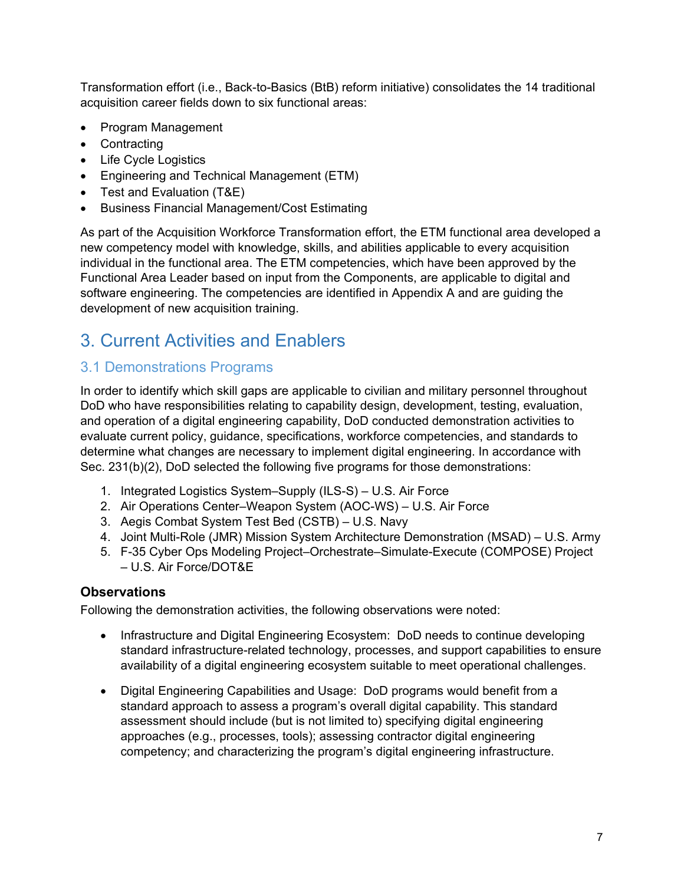Transformation effort (i.e., Back-to-Basics (BtB) reform initiative) consolidates the 14 traditional acquisition career fields down to six functional areas:

- Program Management
- Contracting
- Life Cycle Logistics
- Engineering and Technical Management (ETM)
- Test and Evaluation (T&E)
- Business Financial Management/Cost Estimating

As part of the Acquisition Workforce Transformation effort, the ETM functional area developed a new competency model with knowledge, skills, and abilities applicable to every acquisition individual in the functional area. The ETM competencies, which have been approved by the Functional Area Leader based on input from the Components, are applicable to digital and software engineering. The competencies are identified in Appendix A and are guiding the development of new acquisition training.

# 3. Current Activities and Enablers

## 3.1 Demonstrations Programs

In order to identify which skill gaps are applicable to civilian and military personnel throughout DoD who have responsibilities relating to capability design, development, testing, evaluation, and operation of a digital engineering capability, DoD conducted demonstration activities to evaluate current policy, guidance, specifications, workforce competencies, and standards to determine what changes are necessary to implement digital engineering. In accordance with Sec. 231(b)(2), DoD selected the following five programs for those demonstrations:

1. Integrated Logistics System–Supply (ILS-S) – U.S. Air Force
2. Air Operations Center–Weapon System (AOC-WS) – U.S. Air Force
3. Aegis Combat System Test Bed (CSTB) – U.S. Navy
4. Joint Multi-Role (JMR) Mission System Architecture Demonstration (MSAD) – U.S. Army
5. F-35 Cyber Ops Modeling Project–Orchestrate–Simulate-Execute (COMPOSE) Project – U.S. Air Force/DOT&E

### Observations

Following the demonstration activities, the following observations were noted:

- Infrastructure and Digital Engineering Ecosystem: DoD needs to continue developing standard infrastructure-related technology, processes, and support capabilities to ensure availability of a digital engineering ecosystem suitable to meet operational challenges.

- Digital Engineering Capabilities and Usage: DoD programs would benefit from a standard approach to assess a program's overall digital capability. This standard assessment should include (but is not limited to) specifying digital engineering approaches (e.g., processes, tools); assessing contractor digital engineering competency; and characterizing the program's digital engineering infrastructure.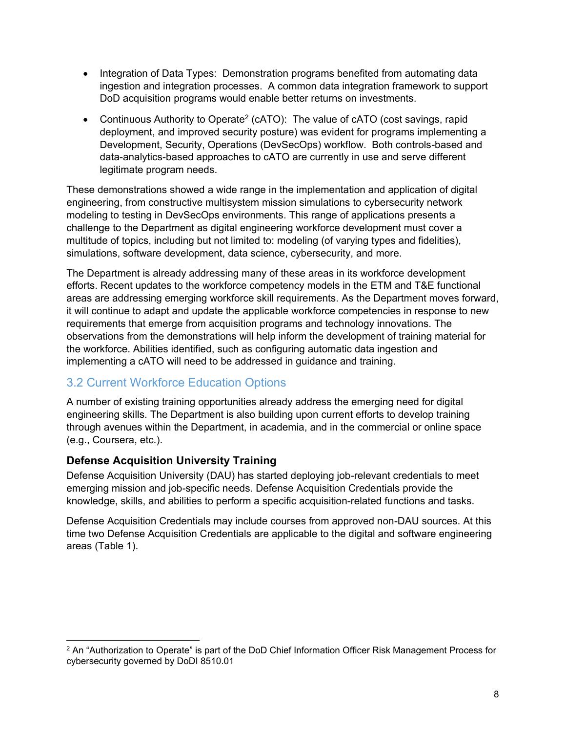- Integration of Data Types: Demonstration programs benefited from automating data ingestion and integration processes. A common data integration framework to support DoD acquisition programs would enable better returns on investments.

- Continuous Authority to Operate[2] (cATO): The value of cATO (cost savings, rapid deployment, and improved security posture) was evident for programs implementing a Development, Security, Operations (DevSecOps) workflow. Both controls-based and data-analytics-based approaches to cATO are currently in use and serve different legitimate program needs.

These demonstrations showed a wide range in the implementation and application of digital engineering, from constructive multisystem mission simulations to cybersecurity network modeling to testing in DevSecOps environments. This range of applications presents a challenge to the Department as digital engineering workforce development must cover a multitude of topics, including but not limited to: modeling (of varying types and fidelities), simulations, software development, data science, cybersecurity, and more.

The Department is already addressing many of these areas in its workforce development efforts. Recent updates to the workforce competency models in the ETM and T&E functional areas are addressing emerging workforce skill requirements. As the Department moves forward, it will continue to adapt and update the applicable workforce competencies in response to new requirements that emerge from acquisition programs and technology innovations. The observations from the demonstrations will help inform the development of training material for the workforce. Abilities identified, such as configuring automatic data ingestion and implementing a cATO will need to be addressed in guidance and training.

## 3.2 Current Workforce Education Options

A number of existing training opportunities already address the emerging need for digital engineering skills. The Department is also building upon current efforts to develop training through avenues within the Department, in academia, and in the commercial or online space (e.g., Coursera, etc.).

### Defense Acquisition University Training

Defense Acquisition University (DAU) has started deploying job-relevant credentials to meet emerging mission and job-specific needs. Defense Acquisition Credentials provide the knowledge, skills, and abilities to perform a specific acquisition-related functions and tasks.

Defense Acquisition Credentials may include courses from approved non-DAU sources. At this time two Defense Acquisition Credentials are applicable to the digital and software engineering areas (Table 1).

---

[2] An "Authorization to Operate" is part of the DoD Chief Information Officer Risk Management Process for cybersecurity governed by DoDI 8510.01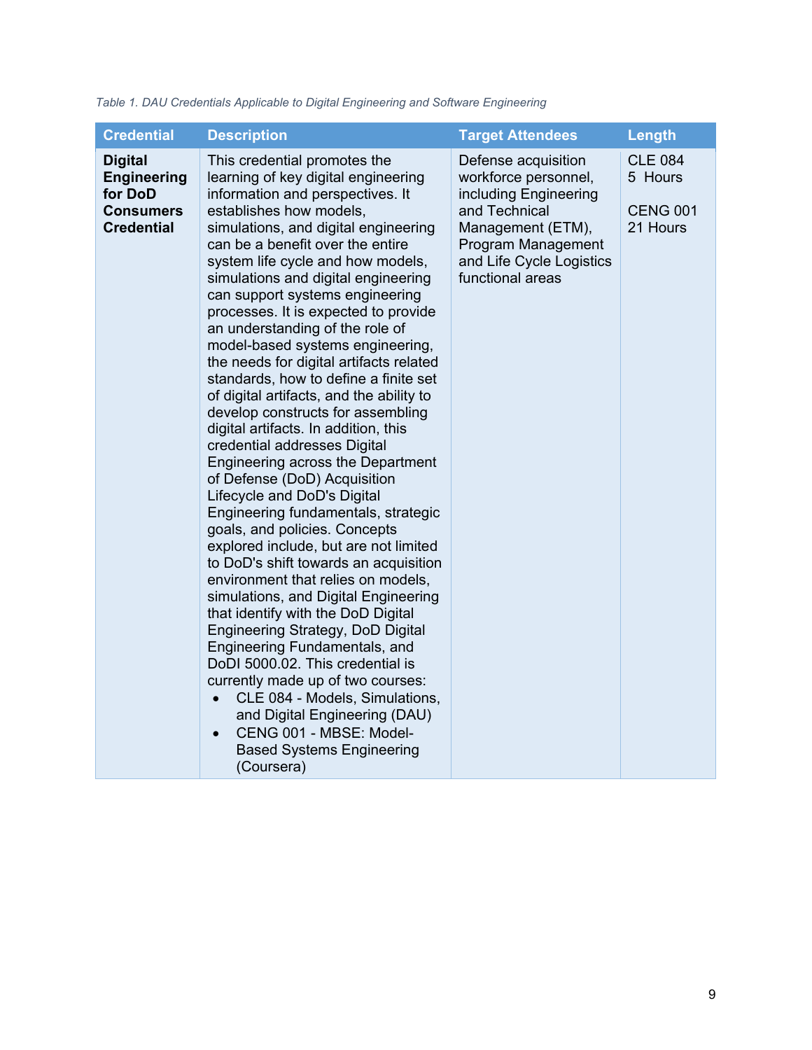*Table 1. DAU Credentials Applicable to Digital Engineering and Software Engineering*

| Credential | Description | Target Attendees | Length |
|---|---|---|---|
| **Digital Engineering for DoD Consumers Credential** | This credential promotes the learning of key digital engineering information and perspectives. It establishes how models, simulations, and digital engineering can be a benefit over the entire system life cycle and how models, simulations and digital engineering can support systems engineering processes. It is expected to provide an understanding of the role of model-based systems engineering, the needs for digital artifacts related standards, how to define a finite set of digital artifacts, and the ability to develop constructs for assembling digital artifacts. In addition, this credential addresses Digital Engineering across the Department of Defense (DoD) Acquisition Lifecycle and DoD's Digital Engineering fundamentals, strategic goals, and policies. Concepts explored include, but are not limited to DoD's shift towards an acquisition environment that relies on models, simulations, and Digital Engineering that identify with the DoD Digital Engineering Strategy, DoD Digital Engineering Fundamentals, and DoDI 5000.02. This credential is currently made up of two courses: <br>• CLE 084 - Models, Simulations, and Digital Engineering (DAU) <br>• CENG 001 - MBSE: Model-Based Systems Engineering (Coursera) | Defense acquisition workforce personnel, including Engineering and Technical Management (ETM), Program Management and Life Cycle Logistics functional areas | CLE 084 <br>5 Hours <br><br>CENG 001 <br>21 Hours |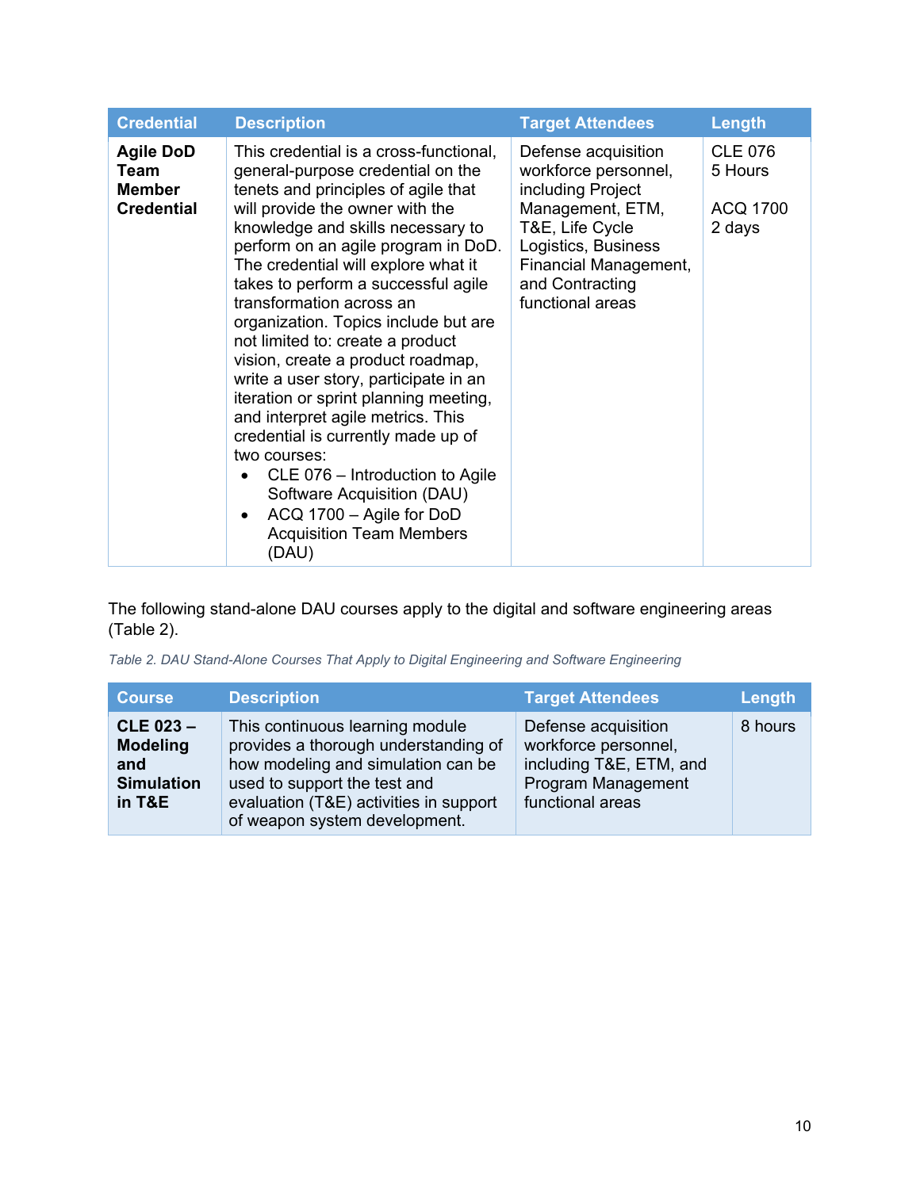| Credential | Description | Target Attendees | Length |
| --- | --- | --- | --- |
| **Agile DoD Team Member Credential** | This credential is a cross-functional, general-purpose credential on the tenets and principles of agile that will provide the owner with the knowledge and skills necessary to perform on an agile program in DoD. The credential will explore what it takes to perform a successful agile transformation across an organization. Topics include but are not limited to: create a product vision, create a product roadmap, write a user story, participate in an iteration or sprint planning meeting, and interpret agile metrics. This credential is currently made up of two courses: <br>• CLE 076 – Introduction to Agile Software Acquisition (DAU) <br>• ACQ 1700 – Agile for DoD Acquisition Team Members (DAU) | Defense acquisition workforce personnel, including Project Management, ETM, T&E, Life Cycle Logistics, Business Financial Management, and Contracting functional areas | CLE 076 5 Hours <br><br>ACQ 1700 2 days |

The following stand-alone DAU courses apply to the digital and software engineering areas (Table 2).

*Table 2. DAU Stand-Alone Courses That Apply to Digital Engineering and Software Engineering*

| Course | Description | Target Attendees | Length |
| --- | --- | --- | --- |
| **CLE 023 – Modeling and Simulation in T&E** | This continuous learning module provides a thorough understanding of how modeling and simulation can be used to support the test and evaluation (T&E) activities in support of weapon system development. | Defense acquisition workforce personnel, including T&E, ETM, and Program Management functional areas | 8 hours |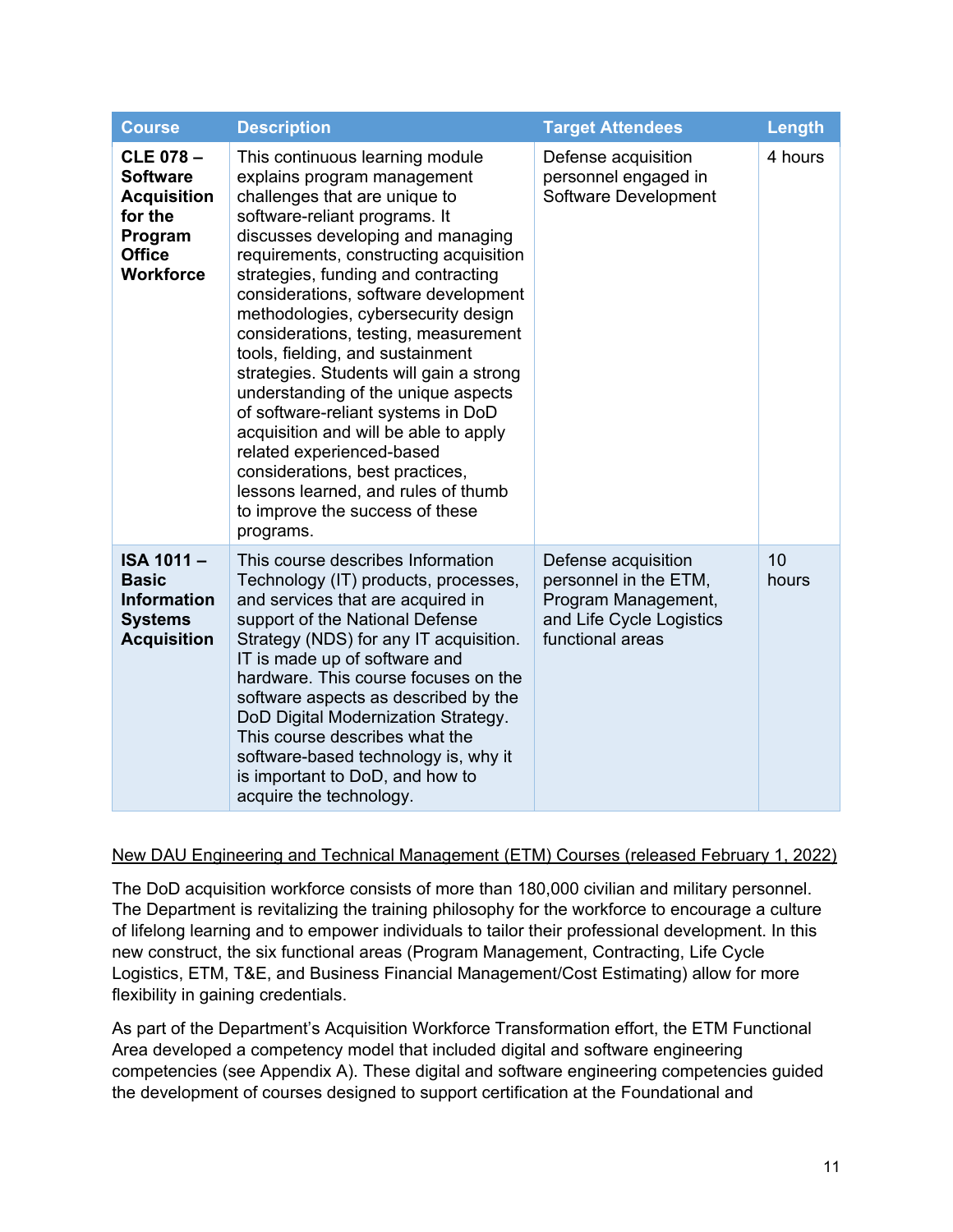| Course | Description | Target Attendees | Length |
|---|---|---|---|
| **CLE 078 – Software Acquisition for the Program Office Workforce** | This continuous learning module explains program management challenges that are unique to software-reliant programs. It discusses developing and managing requirements, constructing acquisition strategies, funding and contracting considerations, software development methodologies, cybersecurity design considerations, testing, measurement tools, fielding, and sustainment strategies. Students will gain a strong understanding of the unique aspects of software-reliant systems in DoD acquisition and will be able to apply related experienced-based considerations, best practices, lessons learned, and rules of thumb to improve the success of these programs. | Defense acquisition personnel engaged in Software Development | 4 hours |
| **ISA 1011 – Basic Information Systems Acquisition** | This course describes Information Technology (IT) products, processes, and services that are acquired in support of the National Defense Strategy (NDS) for any IT acquisition. IT is made up of software and hardware. This course focuses on the software aspects as described by the DoD Digital Modernization Strategy. This course describes what the software-based technology is, why it is important to DoD, and how to acquire the technology. | Defense acquisition personnel in the ETM, Program Management, and Life Cycle Logistics functional areas | 10 hours |

<u>New DAU Engineering and Technical Management (ETM) Courses (released February 1, 2022)</u>

The DoD acquisition workforce consists of more than 180,000 civilian and military personnel. The Department is revitalizing the training philosophy for the workforce to encourage a culture of lifelong learning and to empower individuals to tailor their professional development. In this new construct, the six functional areas (Program Management, Contracting, Life Cycle Logistics, ETM, T&E, and Business Financial Management/Cost Estimating) allow for more flexibility in gaining credentials.

As part of the Department's Acquisition Workforce Transformation effort, the ETM Functional Area developed a competency model that included digital and software engineering competencies (see Appendix A). These digital and software engineering competencies guided the development of courses designed to support certification at the Foundational and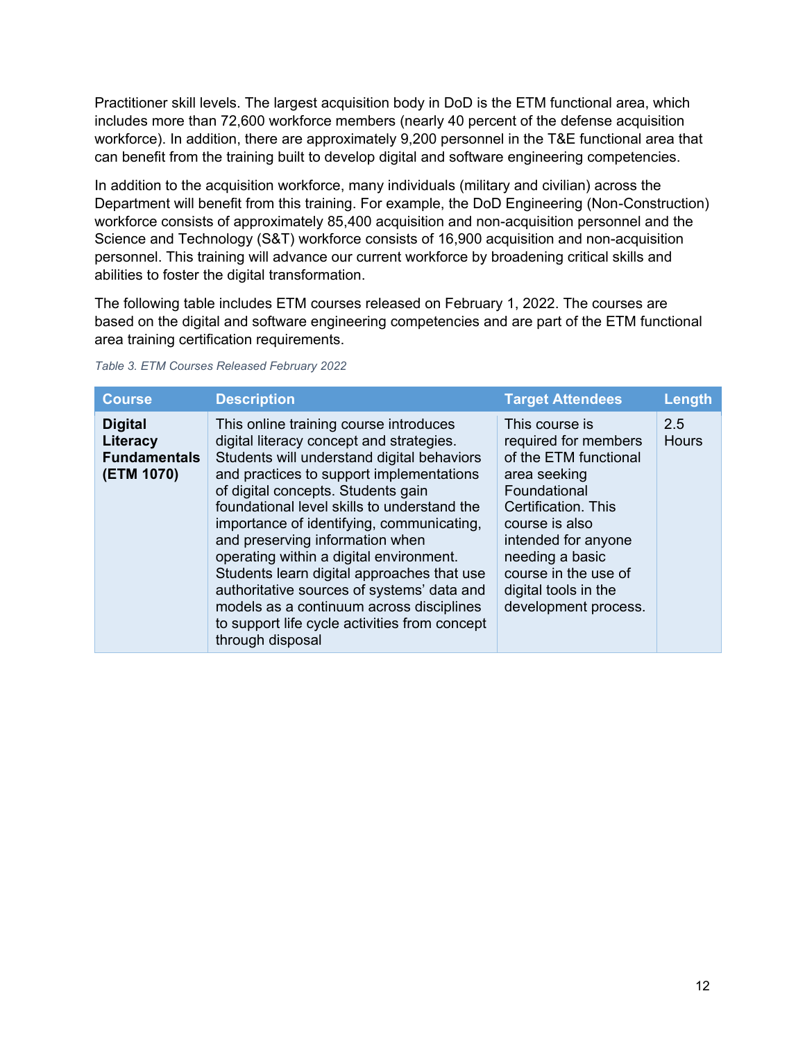Practitioner skill levels. The largest acquisition body in DoD is the ETM functional area, which includes more than 72,600 workforce members (nearly 40 percent of the defense acquisition workforce). In addition, there are approximately 9,200 personnel in the T&E functional area that can benefit from the training built to develop digital and software engineering competencies.

In addition to the acquisition workforce, many individuals (military and civilian) across the Department will benefit from this training. For example, the DoD Engineering (Non-Construction) workforce consists of approximately 85,400 acquisition and non-acquisition personnel and the Science and Technology (S&T) workforce consists of 16,900 acquisition and non-acquisition personnel. This training will advance our current workforce by broadening critical skills and abilities to foster the digital transformation.

The following table includes ETM courses released on February 1, 2022. The courses are based on the digital and software engineering competencies and are part of the ETM functional area training certification requirements.

*Table 3. ETM Courses Released February 2022*

| Course | Description | Target Attendees | Length |
| --- | --- | --- | --- |
| **Digital Literacy Fundamentals (ETM 1070)** | This online training course introduces digital literacy concept and strategies. Students will understand digital behaviors and practices to support implementations of digital concepts. Students gain foundational level skills to understand the importance of identifying, communicating, and preserving information when operating within a digital environment. Students learn digital approaches that use authoritative sources of systems' data and models as a continuum across disciplines to support life cycle activities from concept through disposal | This course is required for members of the ETM functional area seeking Foundational Certification. This course is also intended for anyone needing a basic course in the use of digital tools in the development process. | 2.5 Hours |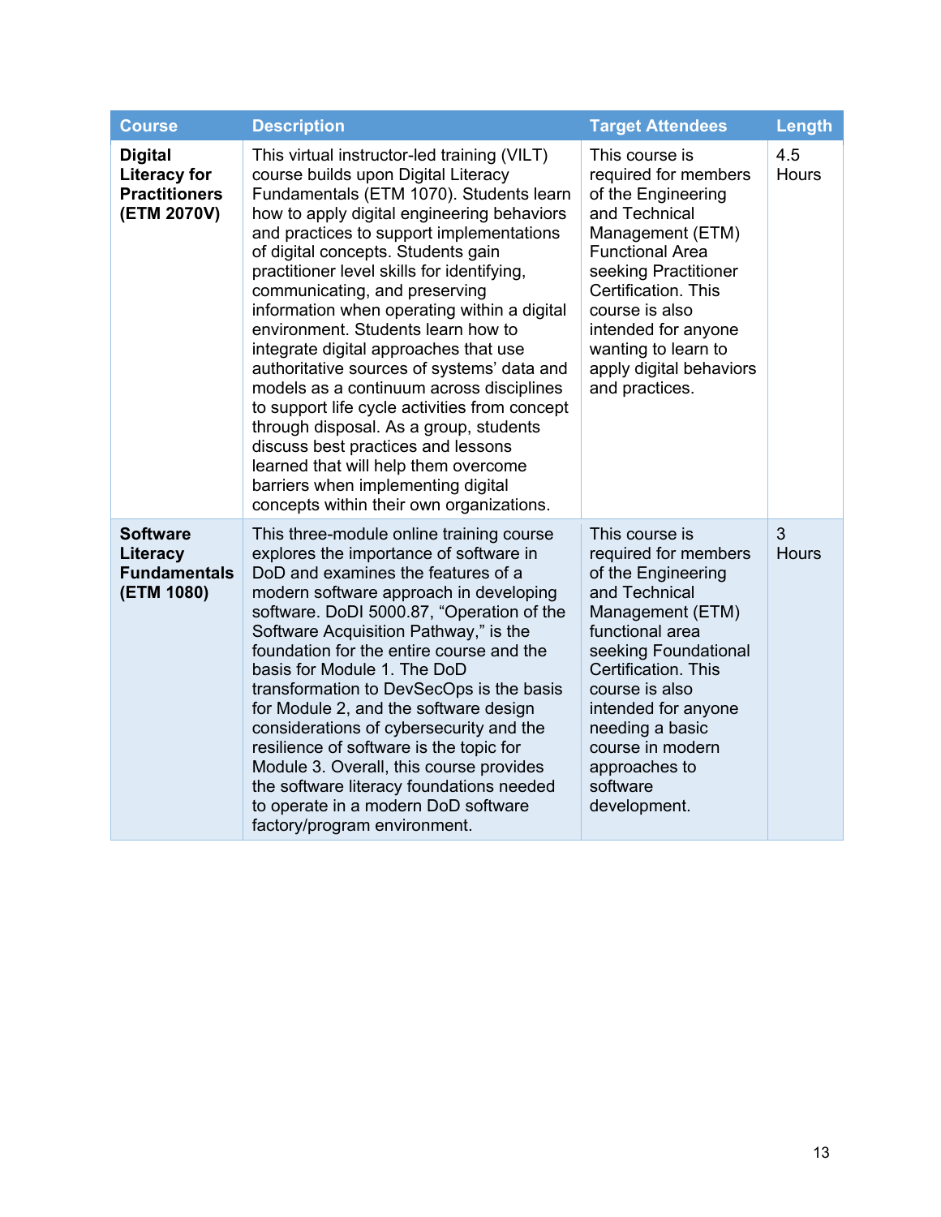| Course | Description | Target Attendees | Length |
|---|---|---|---|
| **Digital Literacy for Practitioners (ETM 2070V)** | This virtual instructor-led training (VILT) course builds upon Digital Literacy Fundamentals (ETM 1070). Students learn how to apply digital engineering behaviors and practices to support implementations of digital concepts. Students gain practitioner level skills for identifying, communicating, and preserving information when operating within a digital environment. Students learn how to integrate digital approaches that use authoritative sources of systems' data and models as a continuum across disciplines to support life cycle activities from concept through disposal. As a group, students discuss best practices and lessons learned that will help them overcome barriers when implementing digital concepts within their own organizations. | This course is required for members of the Engineering and Technical Management (ETM) Functional Area seeking Practitioner Certification. This course is also intended for anyone wanting to learn to apply digital behaviors and practices. | 4.5 Hours |
| **Software Literacy Fundamentals (ETM 1080)** | This three-module online training course explores the importance of software in DoD and examines the features of a modern software approach in developing software. DoDI 5000.87, "Operation of the Software Acquisition Pathway," is the foundation for the entire course and the basis for Module 1. The DoD transformation to DevSecOps is the basis for Module 2, and the software design considerations of cybersecurity and the resilience of software is the topic for Module 3. Overall, this course provides the software literacy foundations needed to operate in a modern DoD software factory/program environment. | This course is required for members of the Engineering and Technical Management (ETM) functional area seeking Foundational Certification. This course is also intended for anyone needing a basic course in modern approaches to software development. | 3 Hours |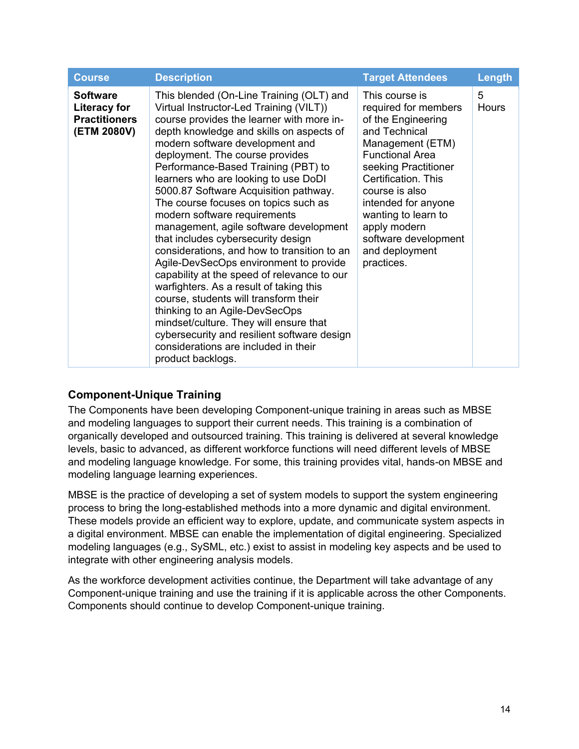| Course | Description | Target Attendees | Length |
| --- | --- | --- | --- |
| **Software Literacy for Practitioners (ETM 2080V)** | This blended (On-Line Training (OLT) and Virtual Instructor-Led Training (VILT)) course provides the learner with more in-depth knowledge and skills on aspects of modern software development and deployment. The course provides Performance-Based Training (PBT) to learners who are looking to use DoDI 5000.87 Software Acquisition pathway. The course focuses on topics such as modern software requirements management, agile software development that includes cybersecurity design considerations, and how to transition to an Agile-DevSecOps environment to provide capability at the speed of relevance to our warfighters. As a result of taking this course, students will transform their thinking to an Agile-DevSecOps mindset/culture. They will ensure that cybersecurity and resilient software design considerations are included in their product backlogs. | This course is required for members of the Engineering and Technical Management (ETM) Functional Area seeking Practitioner Certification. This course is also intended for anyone wanting to learn to apply modern software development and deployment practices. | 5 Hours |

### Component-Unique Training

The Components have been developing Component-unique training in areas such as MBSE and modeling languages to support their current needs. This training is a combination of organically developed and outsourced training. This training is delivered at several knowledge levels, basic to advanced, as different workforce functions will need different levels of MBSE and modeling language knowledge. For some, this training provides vital, hands-on MBSE and modeling language learning experiences.

MBSE is the practice of developing a set of system models to support the system engineering process to bring the long-established methods into a more dynamic and digital environment. These models provide an efficient way to explore, update, and communicate system aspects in a digital environment. MBSE can enable the implementation of digital engineering. Specialized modeling languages (e.g., SysML, etc.) exist to assist in modeling key aspects and be used to integrate with other engineering analysis models.

As the workforce development activities continue, the Department will take advantage of any Component-unique training and use the training if it is applicable across the other Components. Components should continue to develop Component-unique training.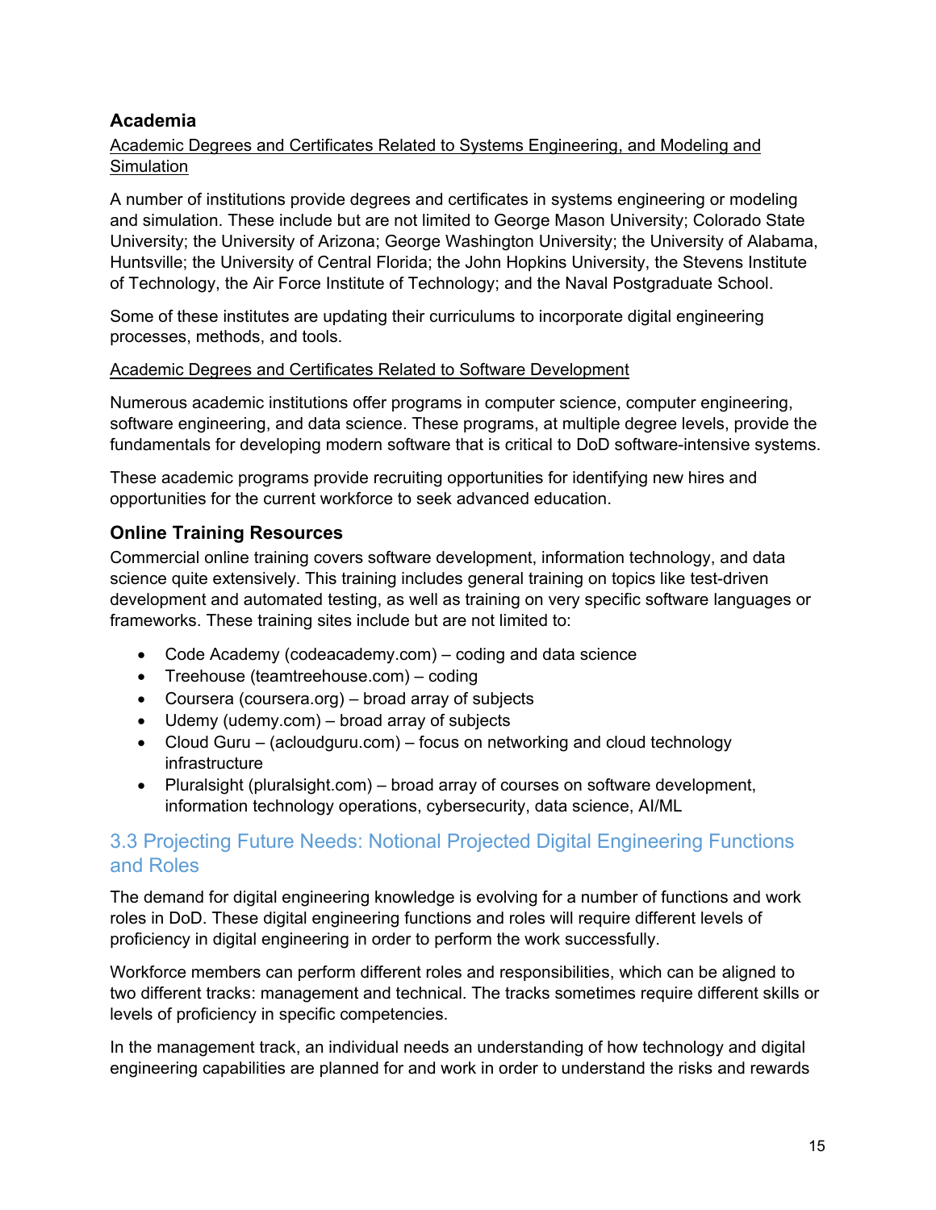### Academia

Academic Degrees and Certificates Related to Systems Engineering, and Modeling and Simulation

A number of institutions provide degrees and certificates in systems engineering or modeling and simulation. These include but are not limited to George Mason University; Colorado State University; the University of Arizona; George Washington University; the University of Alabama, Huntsville; the University of Central Florida; the John Hopkins University, the Stevens Institute of Technology, the Air Force Institute of Technology; and the Naval Postgraduate School.

Some of these institutes are updating their curriculums to incorporate digital engineering processes, methods, and tools.

Academic Degrees and Certificates Related to Software Development

Numerous academic institutions offer programs in computer science, computer engineering, software engineering, and data science. These programs, at multiple degree levels, provide the fundamentals for developing modern software that is critical to DoD software-intensive systems.

These academic programs provide recruiting opportunities for identifying new hires and opportunities for the current workforce to seek advanced education.

### Online Training Resources

Commercial online training covers software development, information technology, and data science quite extensively. This training includes general training on topics like test-driven development and automated testing, as well as training on very specific software languages or frameworks. These training sites include but are not limited to:

- Code Academy (codeacademy.com) – coding and data science
- Treehouse (teamtreehouse.com) – coding
- Coursera (coursera.org) – broad array of subjects
- Udemy (udemy.com) – broad array of subjects
- Cloud Guru – (acloudguru.com) – focus on networking and cloud technology infrastructure
- Pluralsight (pluralsight.com) – broad array of courses on software development, information technology operations, cybersecurity, data science, AI/ML

## 3.3 Projecting Future Needs: Notional Projected Digital Engineering Functions and Roles

The demand for digital engineering knowledge is evolving for a number of functions and work roles in DoD. These digital engineering functions and roles will require different levels of proficiency in digital engineering in order to perform the work successfully.

Workforce members can perform different roles and responsibilities, which can be aligned to two different tracks: management and technical. The tracks sometimes require different skills or levels of proficiency in specific competencies.

In the management track, an individual needs an understanding of how technology and digital engineering capabilities are planned for and work in order to understand the risks and rewards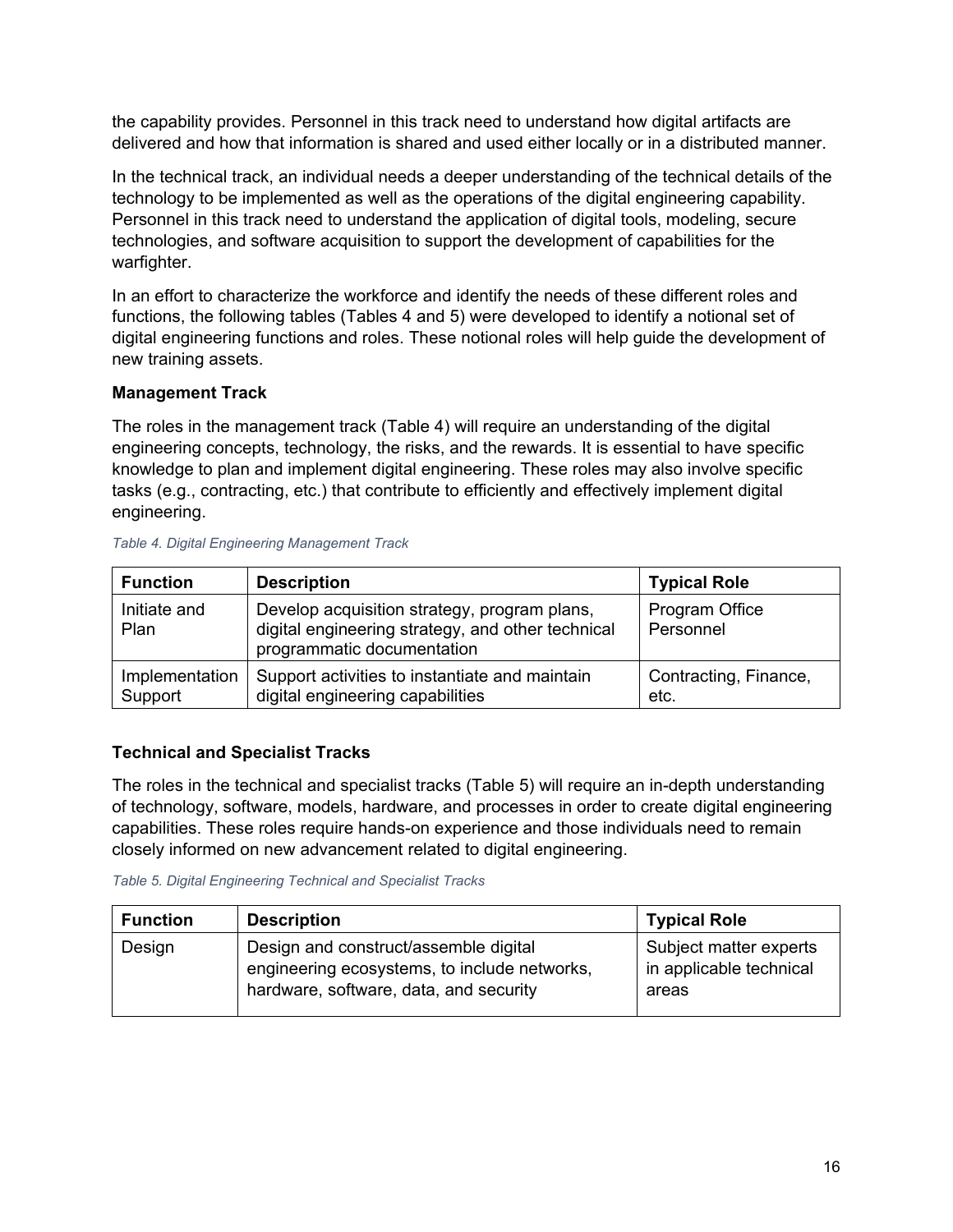the capability provides. Personnel in this track need to understand how digital artifacts are delivered and how that information is shared and used either locally or in a distributed manner.

In the technical track, an individual needs a deeper understanding of the technical details of the technology to be implemented as well as the operations of the digital engineering capability. Personnel in this track need to understand the application of digital tools, modeling, secure technologies, and software acquisition to support the development of capabilities for the warfighter.

In an effort to characterize the workforce and identify the needs of these different roles and functions, the following tables (Tables 4 and 5) were developed to identify a notional set of digital engineering functions and roles. These notional roles will help guide the development of new training assets.

**Management Track**

The roles in the management track (Table 4) will require an understanding of the digital engineering concepts, technology, the risks, and the rewards. It is essential to have specific knowledge to plan and implement digital engineering. These roles may also involve specific tasks (e.g., contracting, etc.) that contribute to efficiently and effectively implement digital engineering.

*Table 4. Digital Engineering Management Track*

| Function | Description | Typical Role |
| --- | --- | --- |
| Initiate and Plan | Develop acquisition strategy, program plans, digital engineering strategy, and other technical programmatic documentation | Program Office Personnel |
| Implementation Support | Support activities to instantiate and maintain digital engineering capabilities | Contracting, Finance, etc. |

**Technical and Specialist Tracks**

The roles in the technical and specialist tracks (Table 5) will require an in-depth understanding of technology, software, models, hardware, and processes in order to create digital engineering capabilities. These roles require hands-on experience and those individuals need to remain closely informed on new advancement related to digital engineering.

*Table 5. Digital Engineering Technical and Specialist Tracks*

| Function | Description | Typical Role |
| --- | --- | --- |
| Design | Design and construct/assemble digital engineering ecosystems, to include networks, hardware, software, data, and security | Subject matter experts in applicable technical areas |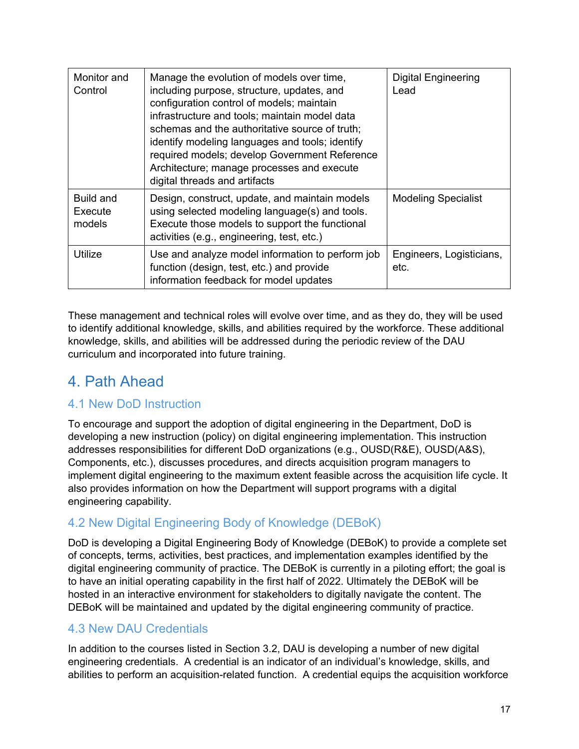| Monitor and Control | Manage the evolution of models over time, including purpose, structure, updates, and configuration control of models; maintain infrastructure and tools; maintain model data schemas and the authoritative source of truth; identify modeling languages and tools; identify required models; develop Government Reference Architecture; manage processes and execute digital threads and artifacts | Digital Engineering Lead |
|---|---|---|
| Build and Execute models | Design, construct, update, and maintain models using selected modeling language(s) and tools. Execute those models to support the functional activities (e.g., engineering, test, etc.) | Modeling Specialist |
| Utilize | Use and analyze model information to perform job function (design, test, etc.) and provide information feedback for model updates | Engineers, Logisticians, etc. |

These management and technical roles will evolve over time, and as they do, they will be used to identify additional knowledge, skills, and abilities required by the workforce. These additional knowledge, skills, and abilities will be addressed during the periodic review of the DAU curriculum and incorporated into future training.

# 4. Path Ahead

## 4.1 New DoD Instruction

To encourage and support the adoption of digital engineering in the Department, DoD is developing a new instruction (policy) on digital engineering implementation. This instruction addresses responsibilities for different DoD organizations (e.g., OUSD(R&E), OUSD(A&S), Components, etc.), discusses procedures, and directs acquisition program managers to implement digital engineering to the maximum extent feasible across the acquisition life cycle. It also provides information on how the Department will support programs with a digital engineering capability.

## 4.2 New Digital Engineering Body of Knowledge (DEBoK)

DoD is developing a Digital Engineering Body of Knowledge (DEBoK) to provide a complete set of concepts, terms, activities, best practices, and implementation examples identified by the digital engineering community of practice. The DEBoK is currently in a piloting effort; the goal is to have an initial operating capability in the first half of 2022. Ultimately the DEBoK will be hosted in an interactive environment for stakeholders to digitally navigate the content. The DEBoK will be maintained and updated by the digital engineering community of practice.

## 4.3 New DAU Credentials

In addition to the courses listed in Section 3.2, DAU is developing a number of new digital engineering credentials. A credential is an indicator of an individual's knowledge, skills, and abilities to perform an acquisition-related function. A credential equips the acquisition workforce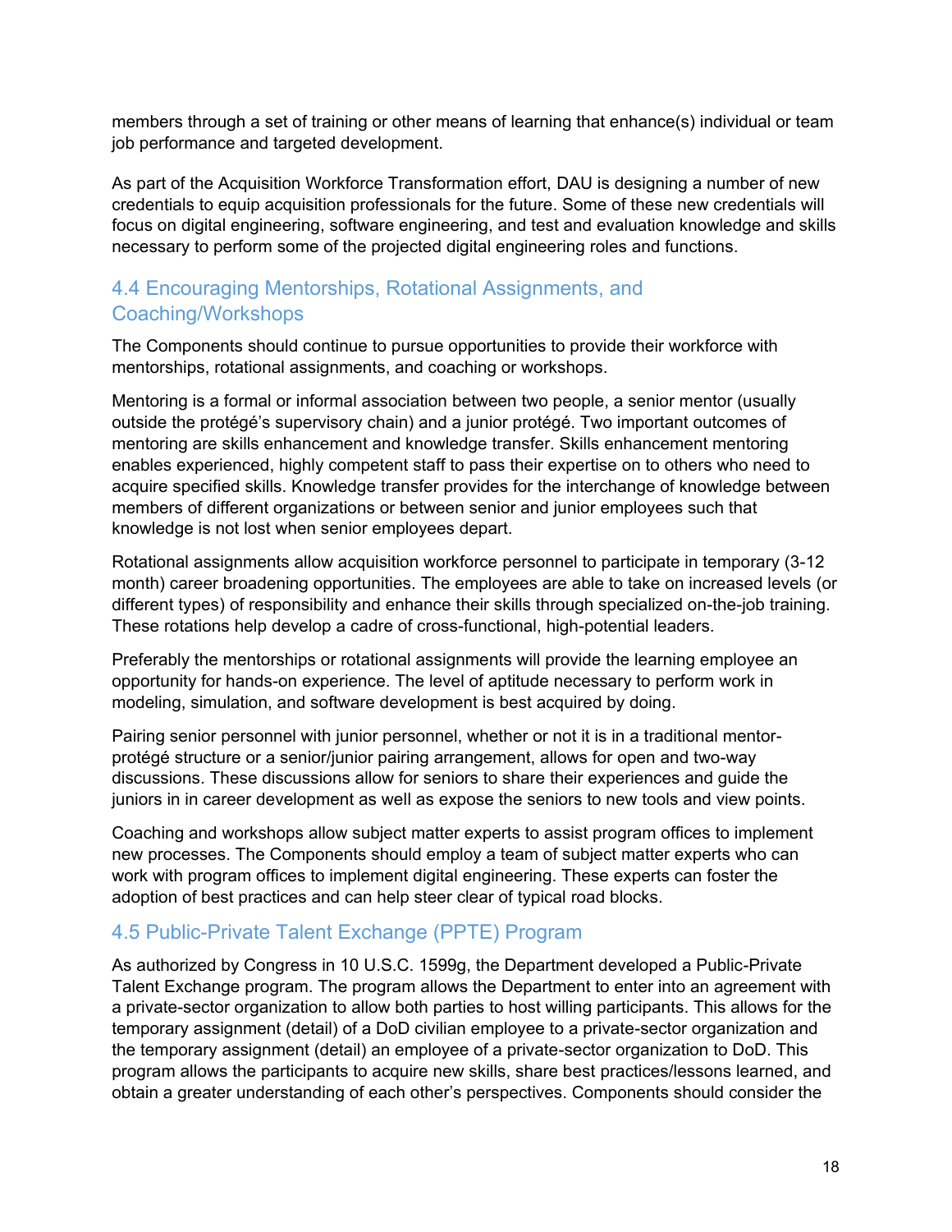members through a set of training or other means of learning that enhance(s) individual or team job performance and targeted development.

As part of the Acquisition Workforce Transformation effort, DAU is designing a number of new credentials to equip acquisition professionals for the future. Some of these new credentials will focus on digital engineering, software engineering, and test and evaluation knowledge and skills necessary to perform some of the projected digital engineering roles and functions.

## 4.4 Encouraging Mentorships, Rotational Assignments, and Coaching/Workshops

The Components should continue to pursue opportunities to provide their workforce with mentorships, rotational assignments, and coaching or workshops.

Mentoring is a formal or informal association between two people, a senior mentor (usually outside the protégé's supervisory chain) and a junior protégé. Two important outcomes of mentoring are skills enhancement and knowledge transfer. Skills enhancement mentoring enables experienced, highly competent staff to pass their expertise on to others who need to acquire specified skills. Knowledge transfer provides for the interchange of knowledge between members of different organizations or between senior and junior employees such that knowledge is not lost when senior employees depart.

Rotational assignments allow acquisition workforce personnel to participate in temporary (3-12 month) career broadening opportunities. The employees are able to take on increased levels (or different types) of responsibility and enhance their skills through specialized on-the-job training. These rotations help develop a cadre of cross-functional, high-potential leaders.

Preferably the mentorships or rotational assignments will provide the learning employee an opportunity for hands-on experience. The level of aptitude necessary to perform work in modeling, simulation, and software development is best acquired by doing.

Pairing senior personnel with junior personnel, whether or not it is in a traditional mentor-protégé structure or a senior/junior pairing arrangement, allows for open and two-way discussions. These discussions allow for seniors to share their experiences and guide the juniors in in career development as well as expose the seniors to new tools and view points.

Coaching and workshops allow subject matter experts to assist program offices to implement new processes. The Components should employ a team of subject matter experts who can work with program offices to implement digital engineering. These experts can foster the adoption of best practices and can help steer clear of typical road blocks.

## 4.5 Public-Private Talent Exchange (PPTE) Program

As authorized by Congress in 10 U.S.C. 1599g, the Department developed a Public-Private Talent Exchange program. The program allows the Department to enter into an agreement with a private-sector organization to allow both parties to host willing participants. This allows for the temporary assignment (detail) of a DoD civilian employee to a private-sector organization and the temporary assignment (detail) an employee of a private-sector organization to DoD. This program allows the participants to acquire new skills, share best practices/lessons learned, and obtain a greater understanding of each other's perspectives. Components should consider the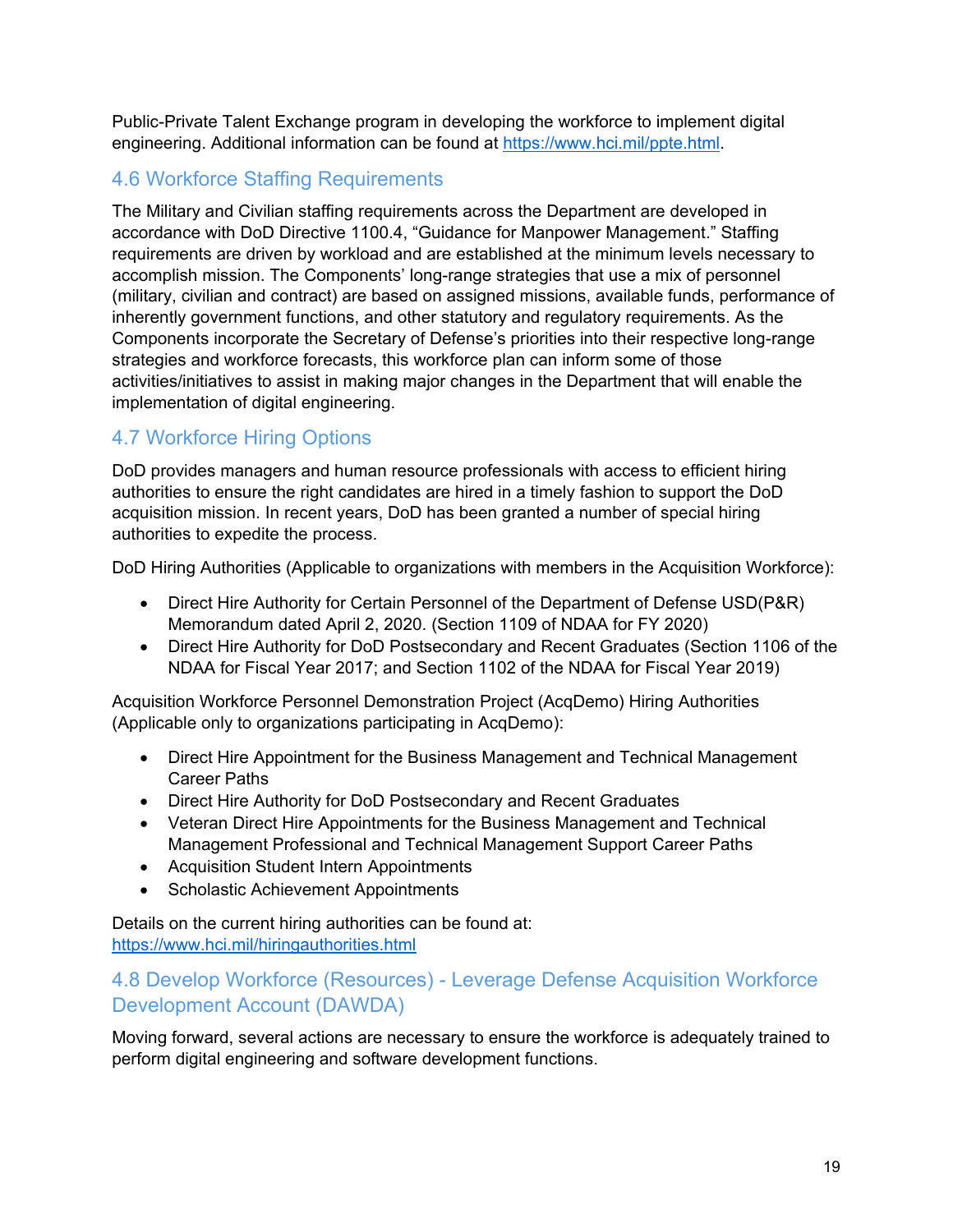Public-Private Talent Exchange program in developing the workforce to implement digital engineering. Additional information can be found at https://www.hci.mil/ppte.html.

## 4.6 Workforce Staffing Requirements

The Military and Civilian staffing requirements across the Department are developed in accordance with DoD Directive 1100.4, "Guidance for Manpower Management." Staffing requirements are driven by workload and are established at the minimum levels necessary to accomplish mission. The Components' long-range strategies that use a mix of personnel (military, civilian and contract) are based on assigned missions, available funds, performance of inherently government functions, and other statutory and regulatory requirements. As the Components incorporate the Secretary of Defense's priorities into their respective long-range strategies and workforce forecasts, this workforce plan can inform some of those activities/initiatives to assist in making major changes in the Department that will enable the implementation of digital engineering.

## 4.7 Workforce Hiring Options

DoD provides managers and human resource professionals with access to efficient hiring authorities to ensure the right candidates are hired in a timely fashion to support the DoD acquisition mission. In recent years, DoD has been granted a number of special hiring authorities to expedite the process.

DoD Hiring Authorities (Applicable to organizations with members in the Acquisition Workforce):

- Direct Hire Authority for Certain Personnel of the Department of Defense USD(P&R) Memorandum dated April 2, 2020. (Section 1109 of NDAA for FY 2020)
- Direct Hire Authority for DoD Postsecondary and Recent Graduates (Section 1106 of the NDAA for Fiscal Year 2017; and Section 1102 of the NDAA for Fiscal Year 2019)

Acquisition Workforce Personnel Demonstration Project (AcqDemo) Hiring Authorities (Applicable only to organizations participating in AcqDemo):

- Direct Hire Appointment for the Business Management and Technical Management Career Paths
- Direct Hire Authority for DoD Postsecondary and Recent Graduates
- Veteran Direct Hire Appointments for the Business Management and Technical Management Professional and Technical Management Support Career Paths
- Acquisition Student Intern Appointments
- Scholastic Achievement Appointments

Details on the current hiring authorities can be found at: https://www.hci.mil/hiringauthorities.html

## 4.8 Develop Workforce (Resources) - Leverage Defense Acquisition Workforce Development Account (DAWDA)

Moving forward, several actions are necessary to ensure the workforce is adequately trained to perform digital engineering and software development functions.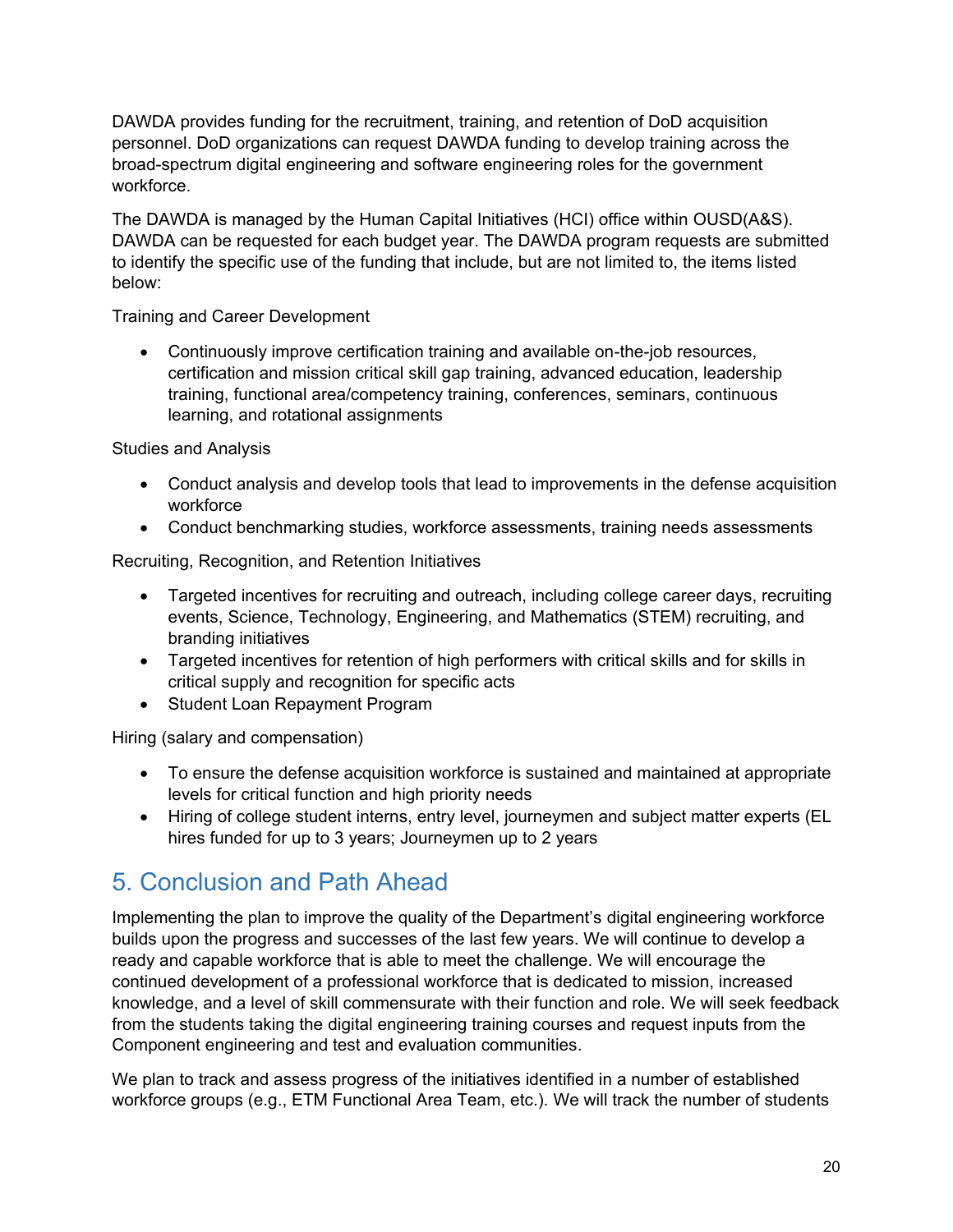DAWDA provides funding for the recruitment, training, and retention of DoD acquisition personnel. DoD organizations can request DAWDA funding to develop training across the broad-spectrum digital engineering and software engineering roles for the government workforce.

The DAWDA is managed by the Human Capital Initiatives (HCI) office within OUSD(A&S). DAWDA can be requested for each budget year. The DAWDA program requests are submitted to identify the specific use of the funding that include, but are not limited to, the items listed below:

Training and Career Development

- Continuously improve certification training and available on-the-job resources, certification and mission critical skill gap training, advanced education, leadership training, functional area/competency training, conferences, seminars, continuous learning, and rotational assignments

Studies and Analysis

- Conduct analysis and develop tools that lead to improvements in the defense acquisition workforce
- Conduct benchmarking studies, workforce assessments, training needs assessments

Recruiting, Recognition, and Retention Initiatives

- Targeted incentives for recruiting and outreach, including college career days, recruiting events, Science, Technology, Engineering, and Mathematics (STEM) recruiting, and branding initiatives
- Targeted incentives for retention of high performers with critical skills and for skills in critical supply and recognition for specific acts
- Student Loan Repayment Program

Hiring (salary and compensation)

- To ensure the defense acquisition workforce is sustained and maintained at appropriate levels for critical function and high priority needs
- Hiring of college student interns, entry level, journeymen and subject matter experts (EL hires funded for up to 3 years; Journeymen up to 2 years

## 5. Conclusion and Path Ahead

Implementing the plan to improve the quality of the Department's digital engineering workforce builds upon the progress and successes of the last few years. We will continue to develop a ready and capable workforce that is able to meet the challenge. We will encourage the continued development of a professional workforce that is dedicated to mission, increased knowledge, and a level of skill commensurate with their function and role. We will seek feedback from the students taking the digital engineering training courses and request inputs from the Component engineering and test and evaluation communities.

We plan to track and assess progress of the initiatives identified in a number of established workforce groups (e.g., ETM Functional Area Team, etc.). We will track the number of students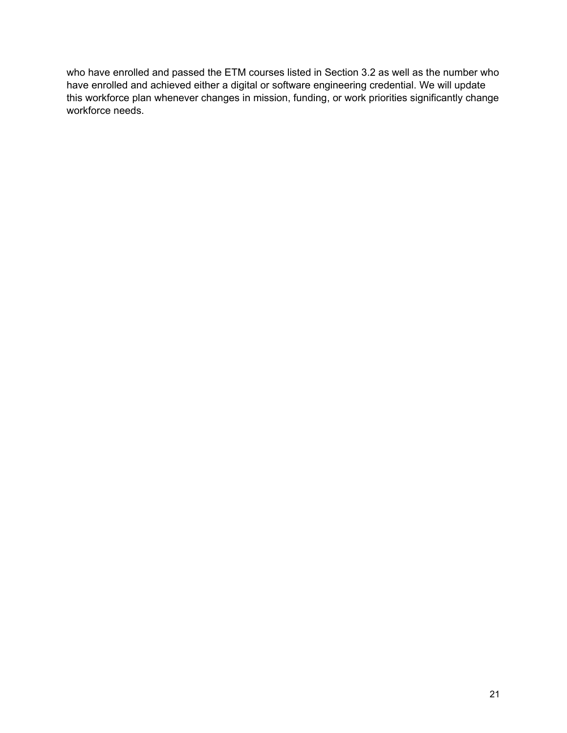who have enrolled and passed the ETM courses listed in Section 3.2 as well as the number who have enrolled and achieved either a digital or software engineering credential. We will update this workforce plan whenever changes in mission, funding, or work priorities significantly change workforce needs.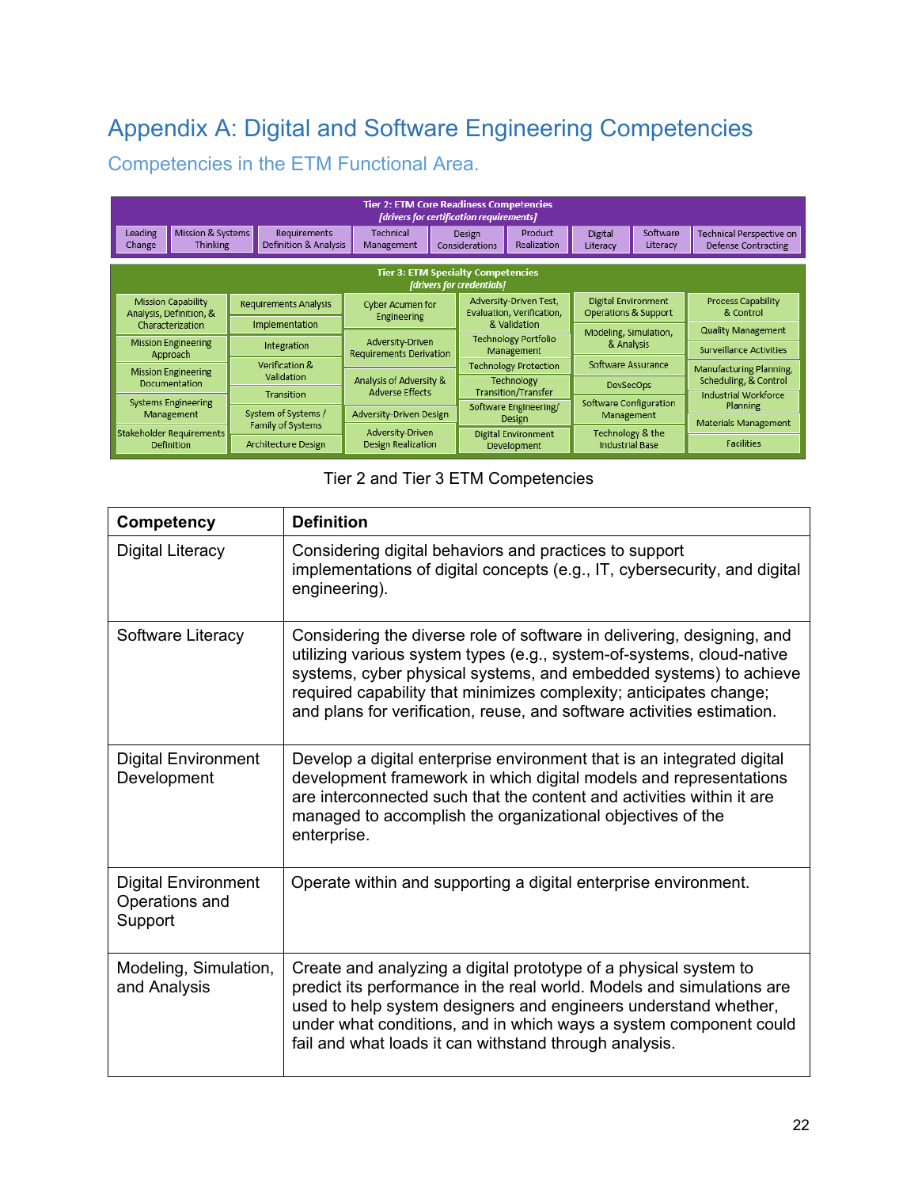# Appendix A: Digital and Software Engineering Competencies

## Competencies in the ETM Functional Area.

| Tier 2: ETM Core Readiness Competencies [drivers for certification requirements] | | | | | | | | | |
|---|---|---|---|---|---|---|---|---|---|
| Leading Change | Mission & Systems Thinking | Requirements Definition & Analysis | Technical Management | Design Considerations | Product Realization | Digital Literacy | Software Literacy | Technical Perspective on Defense Contracting | |

| Tier 3: ETM Specialty Competencies [drivers for credentials] | | | | | |
|---|---|---|---|---|---|
| Mission Capability Analysis, Definition, & Characterization | Requirements Analysis | Cyber Acumen for Engineering | Adversity-Driven Test, Evaluation, Verification, & Validation | Digital Environment Operations & Support | Process Capability & Control |
| Mission Engineering Approach | Implementation | Adversity-Driven Requirements Derivation | Technology Portfolio Management | Modeling, Simulation, & Analysis | Quality Management |
| Mission Engineering Documentation | Integration | Analysis of Adversity & Adverse Effects | Technology Protection | Software Assurance | Surveillance Activities |
| Systems Engineering Management | Verification & Validation | Adversity-Driven Design | Technology Transition/Transfer | DevSecOps | Manufacturing Planning, Scheduling, & Control |
| Stakeholder Requirements Definition | Transition | Adversity-Driven Design Realization | Software Engineering/ Design | Software Configuration Management | Industrial Workforce Planning |
| | System of Systems / Family of Systems | | Digital Environment Development | Technology & the Industrial Base | Materials Management |
| | Architecture Design | | | | Facilities |

Tier 2 and Tier 3 ETM Competencies

| Competency | Definition |
|---|---|
| Digital Literacy | Considering digital behaviors and practices to support implementations of digital concepts (e.g., IT, cybersecurity, and digital engineering). |
| Software Literacy | Considering the diverse role of software in delivering, designing, and utilizing various system types (e.g., system-of-systems, cloud-native systems, cyber physical systems, and embedded systems) to achieve required capability that minimizes complexity; anticipates change; and plans for verification, reuse, and software activities estimation. |
| Digital Environment Development | Develop a digital enterprise environment that is an integrated digital development framework in which digital models and representations are interconnected such that the content and activities within it are managed to accomplish the organizational objectives of the enterprise. |
| Digital Environment Operations and Support | Operate within and supporting a digital enterprise environment. |
| Modeling, Simulation, and Analysis | Create and analyzing a digital prototype of a physical system to predict its performance in the real world. Models and simulations are used to help system designers and engineers understand whether, under what conditions, and in which ways a system component could fail and what loads it can withstand through analysis. |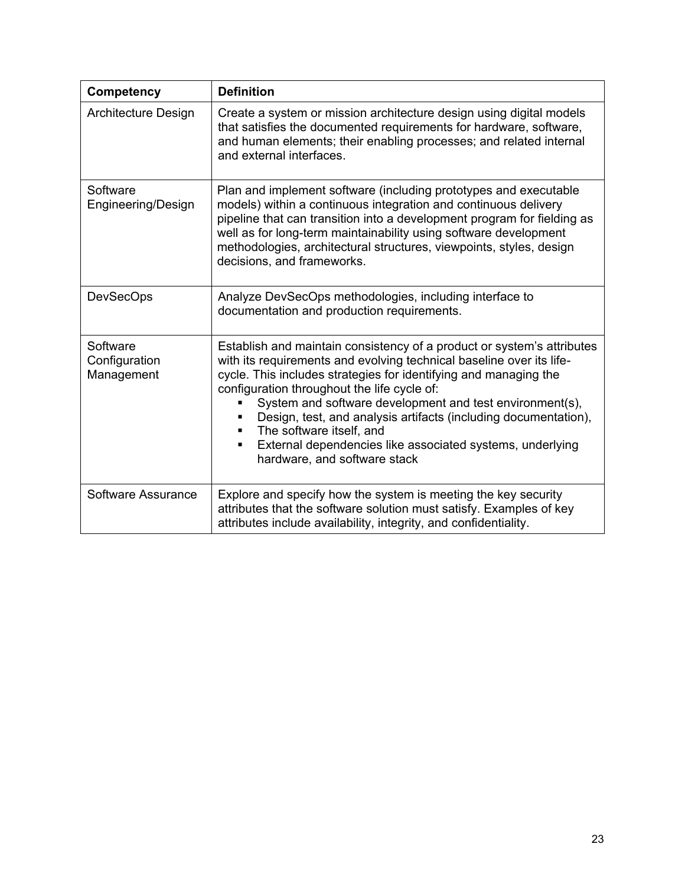| Competency | Definition |
| --- | --- |
| Architecture Design | Create a system or mission architecture design using digital models that satisfies the documented requirements for hardware, software, and human elements; their enabling processes; and related internal and external interfaces. |
| Software Engineering/Design | Plan and implement software (including prototypes and executable models) within a continuous integration and continuous delivery pipeline that can transition into a development program for fielding as well as for long-term maintainability using software development methodologies, architectural structures, viewpoints, styles, design decisions, and frameworks. |
| DevSecOps | Analyze DevSecOps methodologies, including interface to documentation and production requirements. |
| Software Configuration Management | Establish and maintain consistency of a product or system's attributes with its requirements and evolving technical baseline over its life-cycle. This includes strategies for identifying and managing the configuration throughout the life cycle of: ▪ System and software development and test environment(s), ▪ Design, test, and analysis artifacts (including documentation), ▪ The software itself, and ▪ External dependencies like associated systems, underlying hardware, and software stack |
| Software Assurance | Explore and specify how the system is meeting the key security attributes that the software solution must satisfy. Examples of key attributes include availability, integrity, and confidentiality. |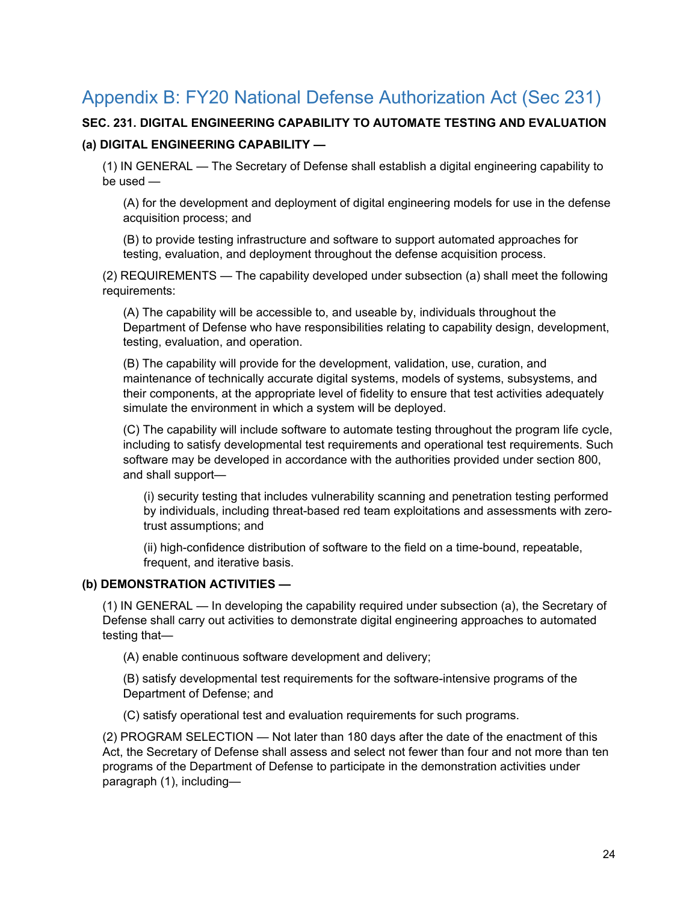# Appendix B: FY20 National Defense Authorization Act (Sec 231)

**SEC. 231. DIGITAL ENGINEERING CAPABILITY TO AUTOMATE TESTING AND EVALUATION**

**(a) DIGITAL ENGINEERING CAPABILITY —**

(1) IN GENERAL — The Secretary of Defense shall establish a digital engineering capability to be used —

(A) for the development and deployment of digital engineering models for use in the defense acquisition process; and

(B) to provide testing infrastructure and software to support automated approaches for testing, evaluation, and deployment throughout the defense acquisition process.

(2) REQUIREMENTS — The capability developed under subsection (a) shall meet the following requirements:

(A) The capability will be accessible to, and useable by, individuals throughout the Department of Defense who have responsibilities relating to capability design, development, testing, evaluation, and operation.

(B) The capability will provide for the development, validation, use, curation, and maintenance of technically accurate digital systems, models of systems, subsystems, and their components, at the appropriate level of fidelity to ensure that test activities adequately simulate the environment in which a system will be deployed.

(C) The capability will include software to automate testing throughout the program life cycle, including to satisfy developmental test requirements and operational test requirements. Such software may be developed in accordance with the authorities provided under section 800, and shall support—

(i) security testing that includes vulnerability scanning and penetration testing performed by individuals, including threat-based red team exploitations and assessments with zero-trust assumptions; and

(ii) high-confidence distribution of software to the field on a time-bound, repeatable, frequent, and iterative basis.

**(b) DEMONSTRATION ACTIVITIES —**

(1) IN GENERAL — In developing the capability required under subsection (a), the Secretary of Defense shall carry out activities to demonstrate digital engineering approaches to automated testing that—

(A) enable continuous software development and delivery;

(B) satisfy developmental test requirements for the software-intensive programs of the Department of Defense; and

(C) satisfy operational test and evaluation requirements for such programs.

(2) PROGRAM SELECTION — Not later than 180 days after the date of the enactment of this Act, the Secretary of Defense shall assess and select not fewer than four and not more than ten programs of the Department of Defense to participate in the demonstration activities under paragraph (1), including—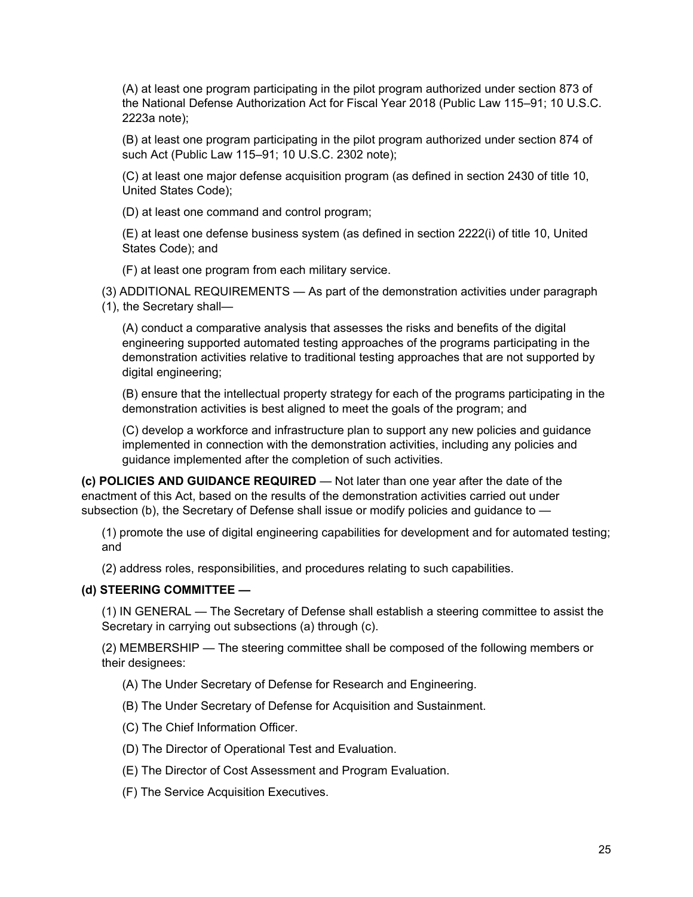(A) at least one program participating in the pilot program authorized under section 873 of the National Defense Authorization Act for Fiscal Year 2018 (Public Law 115–91; 10 U.S.C. 2223a note);

(B) at least one program participating in the pilot program authorized under section 874 of such Act (Public Law 115–91; 10 U.S.C. 2302 note);

(C) at least one major defense acquisition program (as defined in section 2430 of title 10, United States Code);

(D) at least one command and control program;

(E) at least one defense business system (as defined in section 2222(i) of title 10, United States Code); and

(F) at least one program from each military service.

(3) ADDITIONAL REQUIREMENTS — As part of the demonstration activities under paragraph (1), the Secretary shall—

(A) conduct a comparative analysis that assesses the risks and benefits of the digital engineering supported automated testing approaches of the programs participating in the demonstration activities relative to traditional testing approaches that are not supported by digital engineering;

(B) ensure that the intellectual property strategy for each of the programs participating in the demonstration activities is best aligned to meet the goals of the program; and

(C) develop a workforce and infrastructure plan to support any new policies and guidance implemented in connection with the demonstration activities, including any policies and guidance implemented after the completion of such activities.

**(c) POLICIES AND GUIDANCE REQUIRED** — Not later than one year after the date of the enactment of this Act, based on the results of the demonstration activities carried out under subsection (b), the Secretary of Defense shall issue or modify policies and guidance to —

(1) promote the use of digital engineering capabilities for development and for automated testing; and

(2) address roles, responsibilities, and procedures relating to such capabilities.

**(d) STEERING COMMITTEE —**

(1) IN GENERAL — The Secretary of Defense shall establish a steering committee to assist the Secretary in carrying out subsections (a) through (c).

(2) MEMBERSHIP — The steering committee shall be composed of the following members or their designees:

(A) The Under Secretary of Defense for Research and Engineering.

(B) The Under Secretary of Defense for Acquisition and Sustainment.

(C) The Chief Information Officer.

(D) The Director of Operational Test and Evaluation.

(E) The Director of Cost Assessment and Program Evaluation.

(F) The Service Acquisition Executives.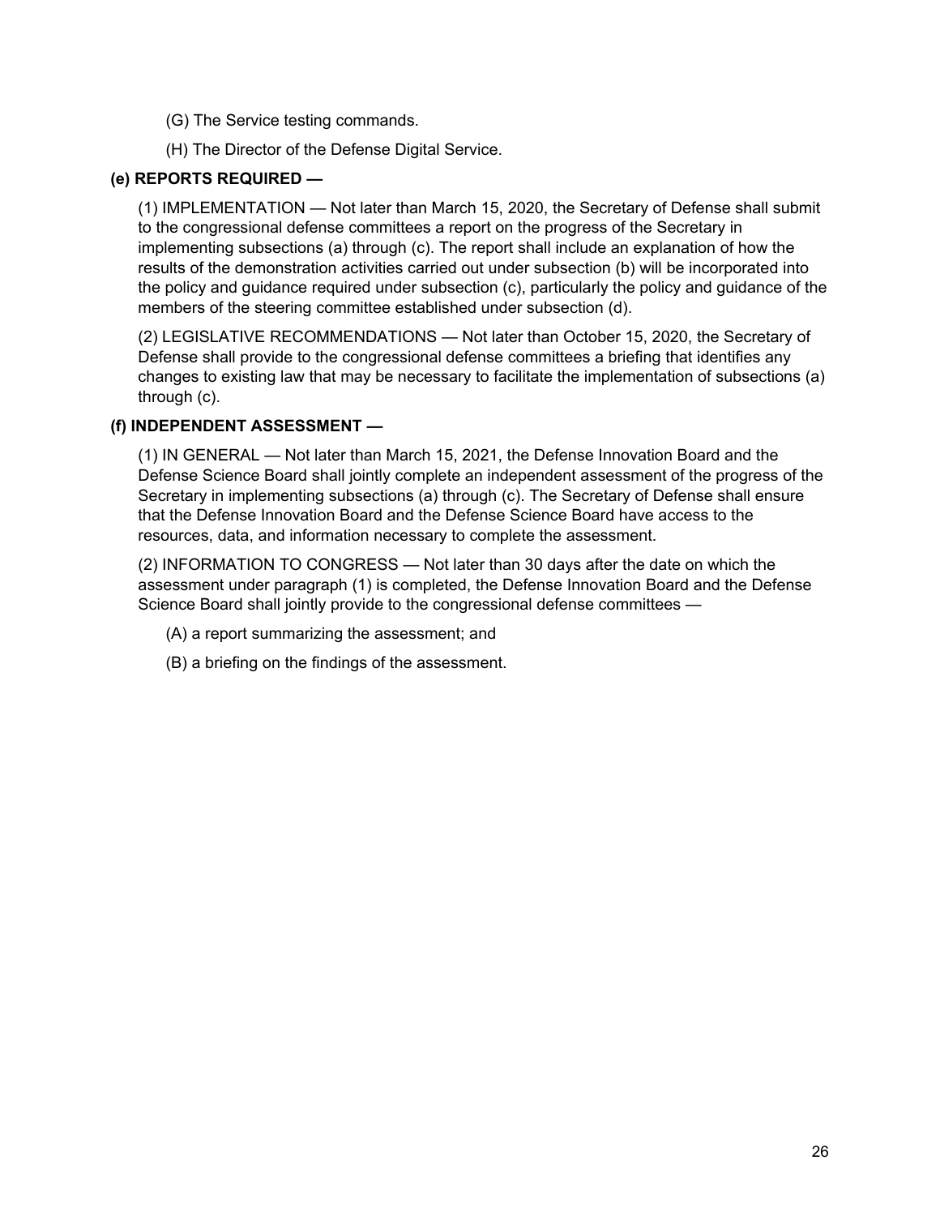(G) The Service testing commands.

(H) The Director of the Defense Digital Service.

**(e) REPORTS REQUIRED —**

(1) IMPLEMENTATION — Not later than March 15, 2020, the Secretary of Defense shall submit to the congressional defense committees a report on the progress of the Secretary in implementing subsections (a) through (c). The report shall include an explanation of how the results of the demonstration activities carried out under subsection (b) will be incorporated into the policy and guidance required under subsection (c), particularly the policy and guidance of the members of the steering committee established under subsection (d).

(2) LEGISLATIVE RECOMMENDATIONS — Not later than October 15, 2020, the Secretary of Defense shall provide to the congressional defense committees a briefing that identifies any changes to existing law that may be necessary to facilitate the implementation of subsections (a) through (c).

**(f) INDEPENDENT ASSESSMENT —**

(1) IN GENERAL — Not later than March 15, 2021, the Defense Innovation Board and the Defense Science Board shall jointly complete an independent assessment of the progress of the Secretary in implementing subsections (a) through (c). The Secretary of Defense shall ensure that the Defense Innovation Board and the Defense Science Board have access to the resources, data, and information necessary to complete the assessment.

(2) INFORMATION TO CONGRESS — Not later than 30 days after the date on which the assessment under paragraph (1) is completed, the Defense Innovation Board and the Defense Science Board shall jointly provide to the congressional defense committees —

(A) a report summarizing the assessment; and

(B) a briefing on the findings of the assessment.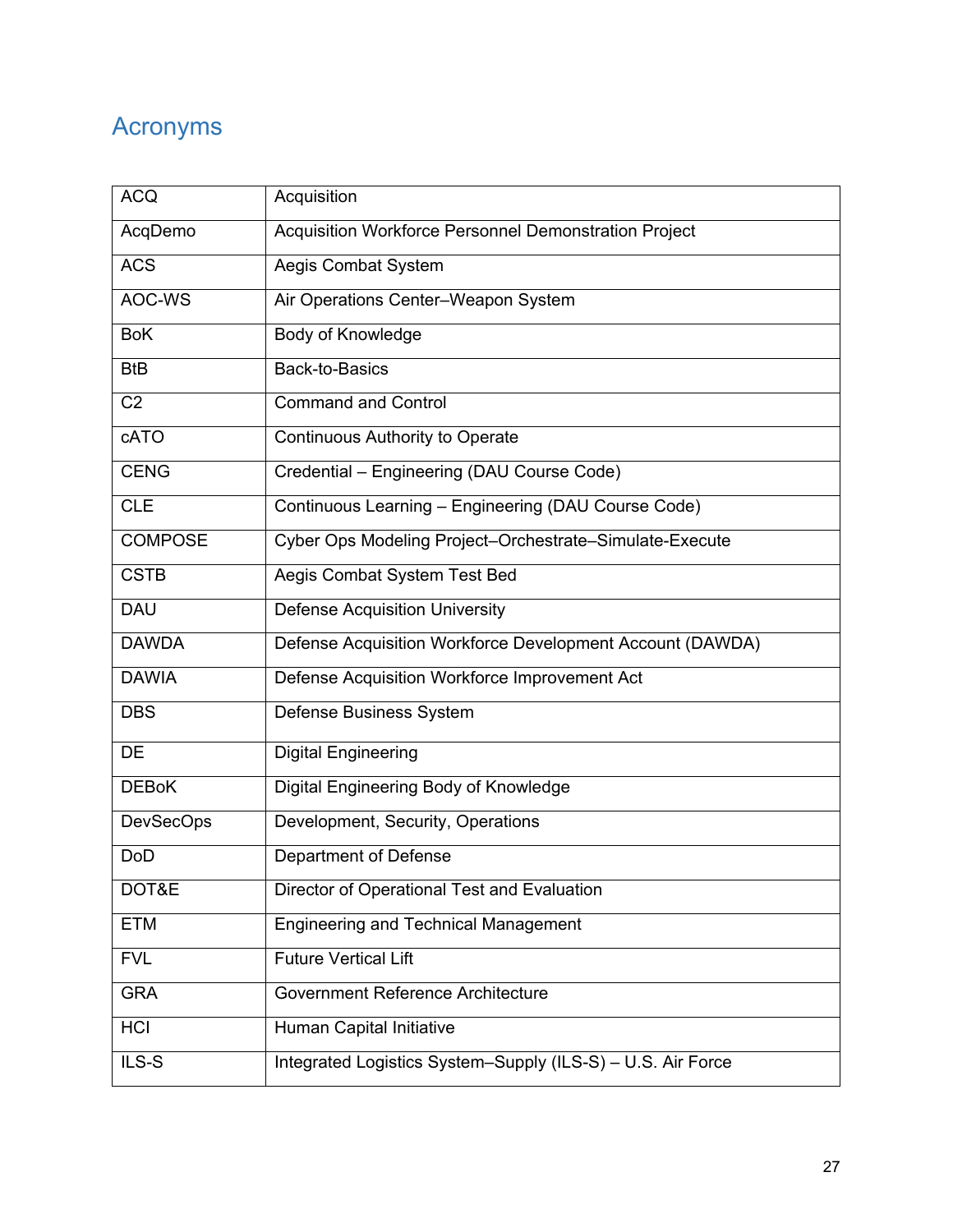# Acronyms

| ACQ | Acquisition |
|---|---|
| AcqDemo | Acquisition Workforce Personnel Demonstration Project |
| ACS | Aegis Combat System |
| AOC-WS | Air Operations Center–Weapon System |
| BoK | Body of Knowledge |
| BtB | Back-to-Basics |
| C2 | Command and Control |
| cATO | Continuous Authority to Operate |
| CENG | Credential – Engineering (DAU Course Code) |
| CLE | Continuous Learning – Engineering (DAU Course Code) |
| COMPOSE | Cyber Ops Modeling Project–Orchestrate–Simulate-Execute |
| CSTB | Aegis Combat System Test Bed |
| DAU | Defense Acquisition University |
| DAWDA | Defense Acquisition Workforce Development Account (DAWDA) |
| DAWIA | Defense Acquisition Workforce Improvement Act |
| DBS | Defense Business System |
| DE | Digital Engineering |
| DEBoK | Digital Engineering Body of Knowledge |
| DevSecOps | Development, Security, Operations |
| DoD | Department of Defense |
| DOT&E | Director of Operational Test and Evaluation |
| ETM | Engineering and Technical Management |
| FVL | Future Vertical Lift |
| GRA | Government Reference Architecture |
| HCI | Human Capital Initiative |
| ILS-S | Integrated Logistics System–Supply (ILS-S) – U.S. Air Force |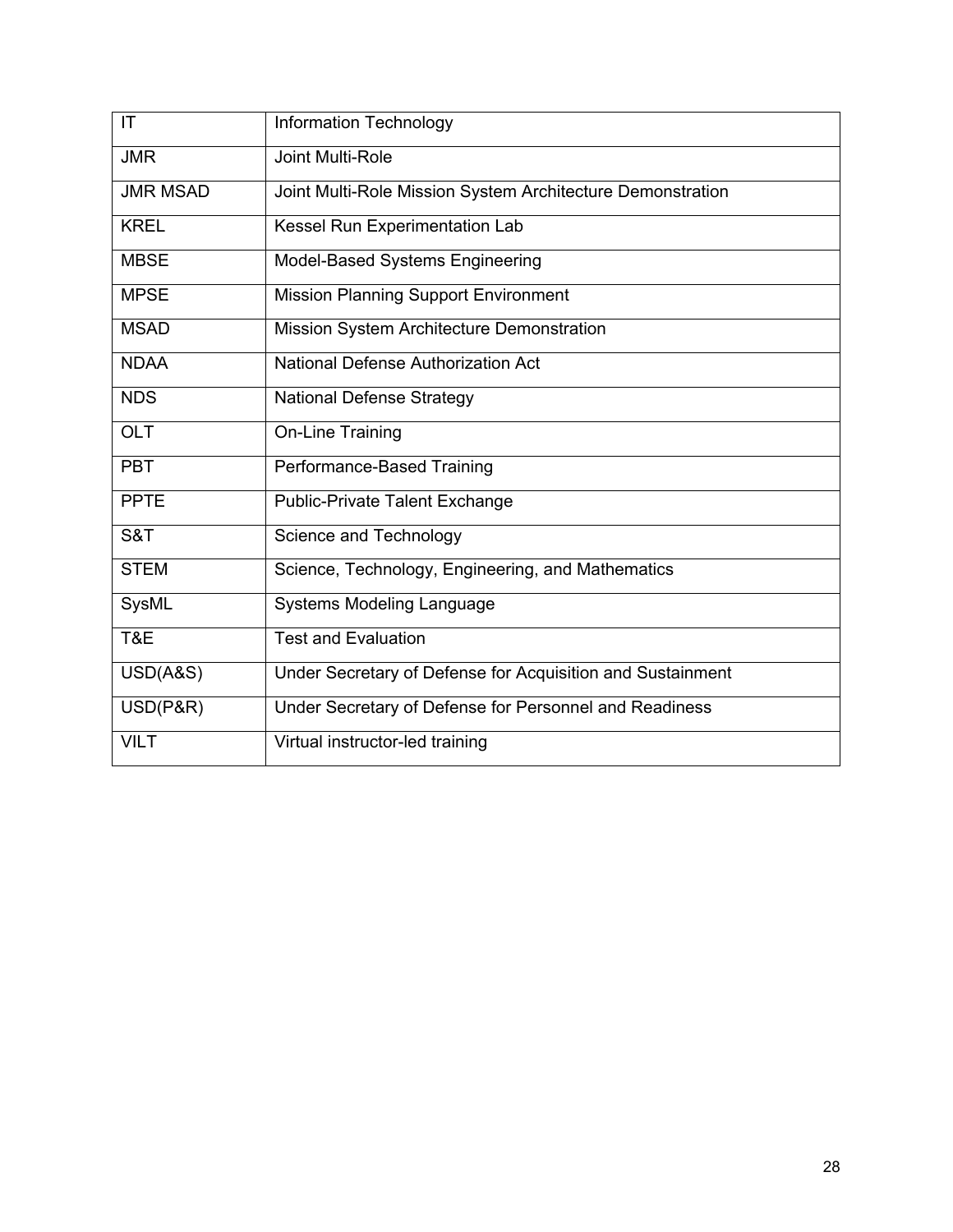| IT | Information Technology |
| --- | --- |
| JMR | Joint Multi-Role |
| JMR MSAD | Joint Multi-Role Mission System Architecture Demonstration |
| KREL | Kessel Run Experimentation Lab |
| MBSE | Model-Based Systems Engineering |
| MPSE | Mission Planning Support Environment |
| MSAD | Mission System Architecture Demonstration |
| NDAA | National Defense Authorization Act |
| NDS | National Defense Strategy |
| OLT | On-Line Training |
| PBT | Performance-Based Training |
| PPTE | Public-Private Talent Exchange |
| S&T | Science and Technology |
| STEM | Science, Technology, Engineering, and Mathematics |
| SysML | Systems Modeling Language |
| T&E | Test and Evaluation |
| USD(A&S) | Under Secretary of Defense for Acquisition and Sustainment |
| USD(P&R) | Under Secretary of Defense for Personnel and Readiness |
| VILT | Virtual instructor-led training |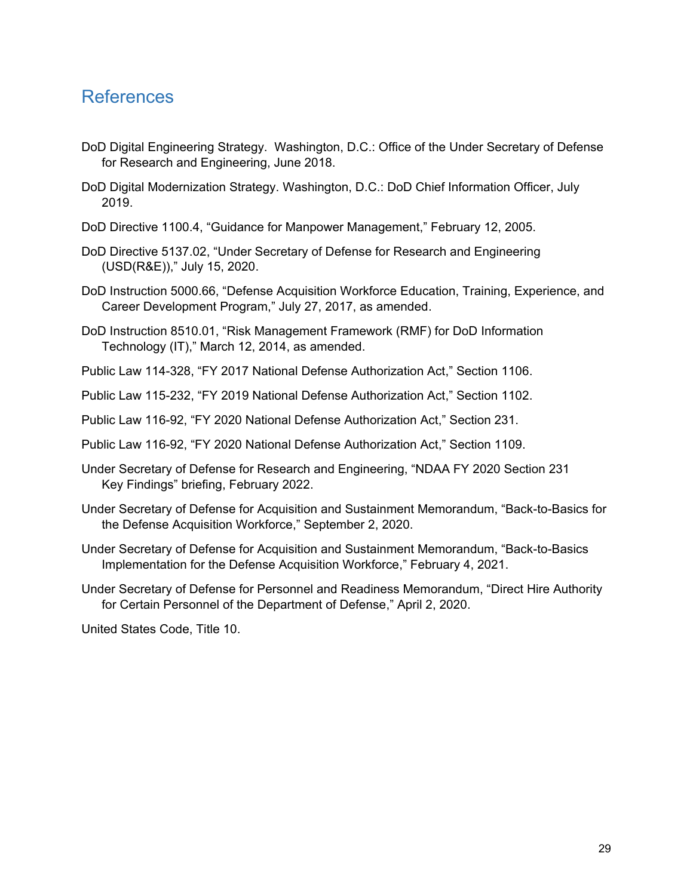# References

DoD Digital Engineering Strategy.  Washington, D.C.: Office of the Under Secretary of Defense for Research and Engineering, June 2018.

DoD Digital Modernization Strategy. Washington, D.C.: DoD Chief Information Officer, July 2019.

DoD Directive 1100.4, “Guidance for Manpower Management,” February 12, 2005.

DoD Directive 5137.02, “Under Secretary of Defense for Research and Engineering (USD(R&E)),” July 15, 2020.

DoD Instruction 5000.66, “Defense Acquisition Workforce Education, Training, Experience, and Career Development Program,” July 27, 2017, as amended.

DoD Instruction 8510.01, “Risk Management Framework (RMF) for DoD Information Technology (IT),” March 12, 2014, as amended.

Public Law 114-328, “FY 2017 National Defense Authorization Act,” Section 1106.

Public Law 115-232, “FY 2019 National Defense Authorization Act,” Section 1102.

Public Law 116-92, “FY 2020 National Defense Authorization Act,” Section 231.

Public Law 116-92, “FY 2020 National Defense Authorization Act,” Section 1109.

Under Secretary of Defense for Research and Engineering, “NDAA FY 2020 Section 231 Key Findings” briefing, February 2022.

Under Secretary of Defense for Acquisition and Sustainment Memorandum, “Back-to-Basics for the Defense Acquisition Workforce,” September 2, 2020.

Under Secretary of Defense for Acquisition and Sustainment Memorandum, “Back-to-Basics Implementation for the Defense Acquisition Workforce,” February 4, 2021.

Under Secretary of Defense for Personnel and Readiness Memorandum, “Direct Hire Authority for Certain Personnel of the Department of Defense,” April 2, 2020.

United States Code, Title 10.